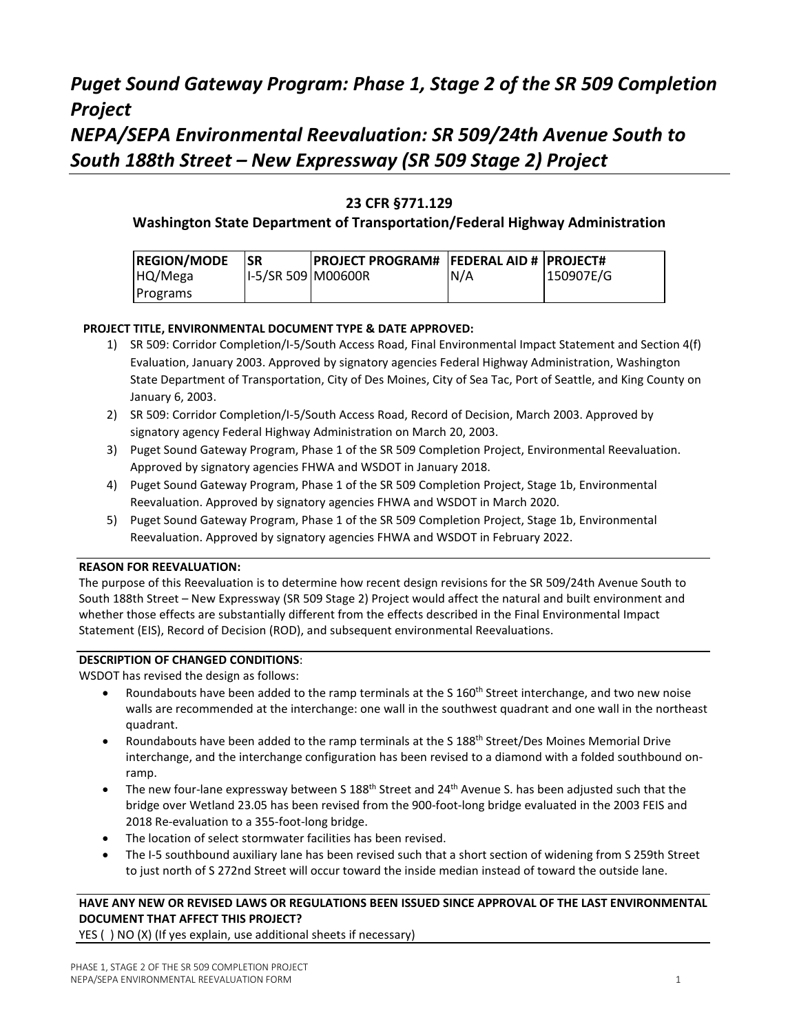# *Puget Sound Gateway Program: Phase 1, Stage 2 of the SR 509 Completion Project*
# *NEPA/SEPA Environmental Reevaluation: SR 509/24th Avenue South to South 188th Street – New Expressway (SR 509 Stage 2) Project*

### 23 CFR §771.129

### Washington State Department of Transportation/Federal Highway Administration

| REGION/MODE | SR | PROJECT PROGRAM# | FEDERAL AID # | PROJECT# |
|---|---|---|---|---|
| HQ/Mega Programs | I-5/SR 509 | M00600R | N/A | 150907E/G |

**PROJECT TITLE, ENVIRONMENTAL DOCUMENT TYPE & DATE APPROVED:**

1) SR 509: Corridor Completion/I-5/South Access Road, Final Environmental Impact Statement and Section 4(f) Evaluation, January 2003. Approved by signatory agencies Federal Highway Administration, Washington State Department of Transportation, City of Des Moines, City of Sea Tac, Port of Seattle, and King County on January 6, 2003.
2) SR 509: Corridor Completion/I-5/South Access Road, Record of Decision, March 2003. Approved by signatory agency Federal Highway Administration on March 20, 2003.
3) Puget Sound Gateway Program, Phase 1 of the SR 509 Completion Project, Environmental Reevaluation. Approved by signatory agencies FHWA and WSDOT in January 2018.
4) Puget Sound Gateway Program, Phase 1 of the SR 509 Completion Project, Stage 1b, Environmental Reevaluation. Approved by signatory agencies FHWA and WSDOT in March 2020.
5) Puget Sound Gateway Program, Phase 1 of the SR 509 Completion Project, Stage 1b, Environmental Reevaluation. Approved by signatory agencies FHWA and WSDOT in February 2022.

**REASON FOR REEVALUATION:**

The purpose of this Reevaluation is to determine how recent design revisions for the SR 509/24th Avenue South to South 188th Street – New Expressway (SR 509 Stage 2) Project would affect the natural and built environment and whether those effects are substantially different from the effects described in the Final Environmental Impact Statement (EIS), Record of Decision (ROD), and subsequent environmental Reevaluations.

**DESCRIPTION OF CHANGED CONDITIONS**:

WSDOT has revised the design as follows:

- Roundabouts have been added to the ramp terminals at the S 160th Street interchange, and two new noise walls are recommended at the interchange: one wall in the southwest quadrant and one wall in the northeast quadrant.
- Roundabouts have been added to the ramp terminals at the S 188th Street/Des Moines Memorial Drive interchange, and the interchange configuration has been revised to a diamond with a folded southbound on-ramp.
- The new four-lane expressway between S 188th Street and 24th Avenue S. has been adjusted such that the bridge over Wetland 23.05 has been revised from the 900-foot-long bridge evaluated in the 2003 FEIS and 2018 Re-evaluation to a 355-foot-long bridge.
- The location of select stormwater facilities has been revised.
- The I-5 southbound auxiliary lane has been revised such that a short section of widening from S 259th Street to just north of S 272nd Street will occur toward the inside median instead of toward the outside lane.

**HAVE ANY NEW OR REVISED LAWS OR REGULATIONS BEEN ISSUED SINCE APPROVAL OF THE LAST ENVIRONMENTAL DOCUMENT THAT AFFECT THIS PROJECT?**

YES ( ) NO (X) (If yes explain, use additional sheets if necessary)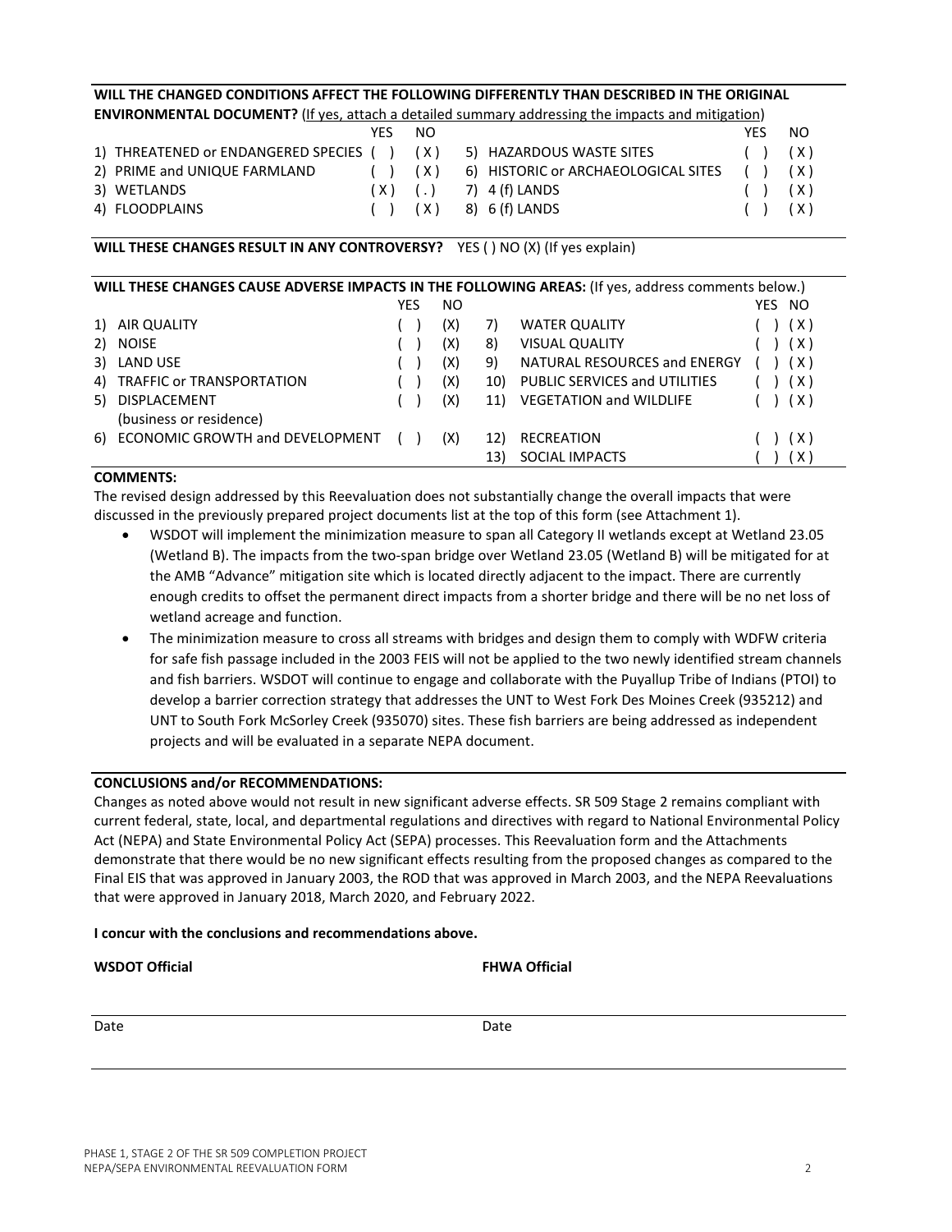**WILL THE CHANGED CONDITIONS AFFECT THE FOLLOWING DIFFERENTLY THAN DESCRIBED IN THE ORIGINAL ENVIRONMENTAL DOCUMENT?** (If yes, attach a detailed summary addressing the impacts and mitigation)

| | YES | NO | | YES | NO |
|---|---|---|---|---|---|
| 1) THREATENED or ENDANGERED SPECIES | ( ) | ( X ) | 5) HAZARDOUS WASTE SITES | ( ) | ( X ) |
| 2) PRIME and UNIQUE FARMLAND | ( ) | ( X ) | 6) HISTORIC or ARCHAEOLOGICAL SITES | ( ) | ( X ) |
| 3) WETLANDS | ( X ) | ( . ) | 7) 4 (f) LANDS | ( ) | ( X ) |
| 4) FLOODPLAINS | ( ) | ( X ) | 8) 6 (f) LANDS | ( ) | ( X ) |

**WILL THESE CHANGES RESULT IN ANY CONTROVERSY?** YES ( ) NO (X) (If yes explain)

**WILL THESE CHANGES CAUSE ADVERSE IMPACTS IN THE FOLLOWING AREAS:** (If yes, address comments below.)

| | YES | NO | | YES | NO |
|---|---|---|---|---|---|
| 1) AIR QUALITY | ( ) | (X) | 7) WATER QUALITY | ( ) | ( X ) |
| 2) NOISE | ( ) | (X) | 8) VISUAL QUALITY | ( ) | ( X ) |
| 3) LAND USE | ( ) | (X) | 9) NATURAL RESOURCES and ENERGY | ( ) | ( X ) |
| 4) TRAFFIC or TRANSPORTATION | ( ) | (X) | 10) PUBLIC SERVICES and UTILITIES | ( ) | ( X ) |
| 5) DISPLACEMENT (business or residence) | ( ) | (X) | 11) VEGETATION and WILDLIFE | ( ) | ( X ) |
| 6) ECONOMIC GROWTH and DEVELOPMENT | ( ) | (X) | 12) RECREATION | ( ) | ( X ) |
| | | | 13) SOCIAL IMPACTS | ( ) | ( X ) |

**COMMENTS:**

The revised design addressed by this Reevaluation does not substantially change the overall impacts that were discussed in the previously prepared project documents list at the top of this form (see Attachment 1).

- WSDOT will implement the minimization measure to span all Category II wetlands except at Wetland 23.05 (Wetland B). The impacts from the two-span bridge over Wetland 23.05 (Wetland B) will be mitigated for at the AMB "Advance" mitigation site which is located directly adjacent to the impact. There are currently enough credits to offset the permanent direct impacts from a shorter bridge and there will be no net loss of wetland acreage and function.
- The minimization measure to cross all streams with bridges and design them to comply with WDFW criteria for safe fish passage included in the 2003 FEIS will not be applied to the two newly identified stream channels and fish barriers. WSDOT will continue to engage and collaborate with the Puyallup Tribe of Indians (PTOI) to develop a barrier correction strategy that addresses the UNT to West Fork Des Moines Creek (935212) and UNT to South Fork McSorley Creek (935070) sites. These fish barriers are being addressed as independent projects and will be evaluated in a separate NEPA document.

**CONCLUSIONS and/or RECOMMENDATIONS:**

Changes as noted above would not result in new significant adverse effects. SR 509 Stage 2 remains compliant with current federal, state, local, and departmental regulations and directives with regard to National Environmental Policy Act (NEPA) and State Environmental Policy Act (SEPA) processes. This Reevaluation form and the Attachments demonstrate that there would be no new significant effects resulting from the proposed changes as compared to the Final EIS that was approved in January 2003, the ROD that was approved in March 2003, and the NEPA Reevaluations that were approved in January 2018, March 2020, and February 2022.

**I concur with the conclusions and recommendations above.**

**WSDOT Official** | **FHWA Official**

Date | Date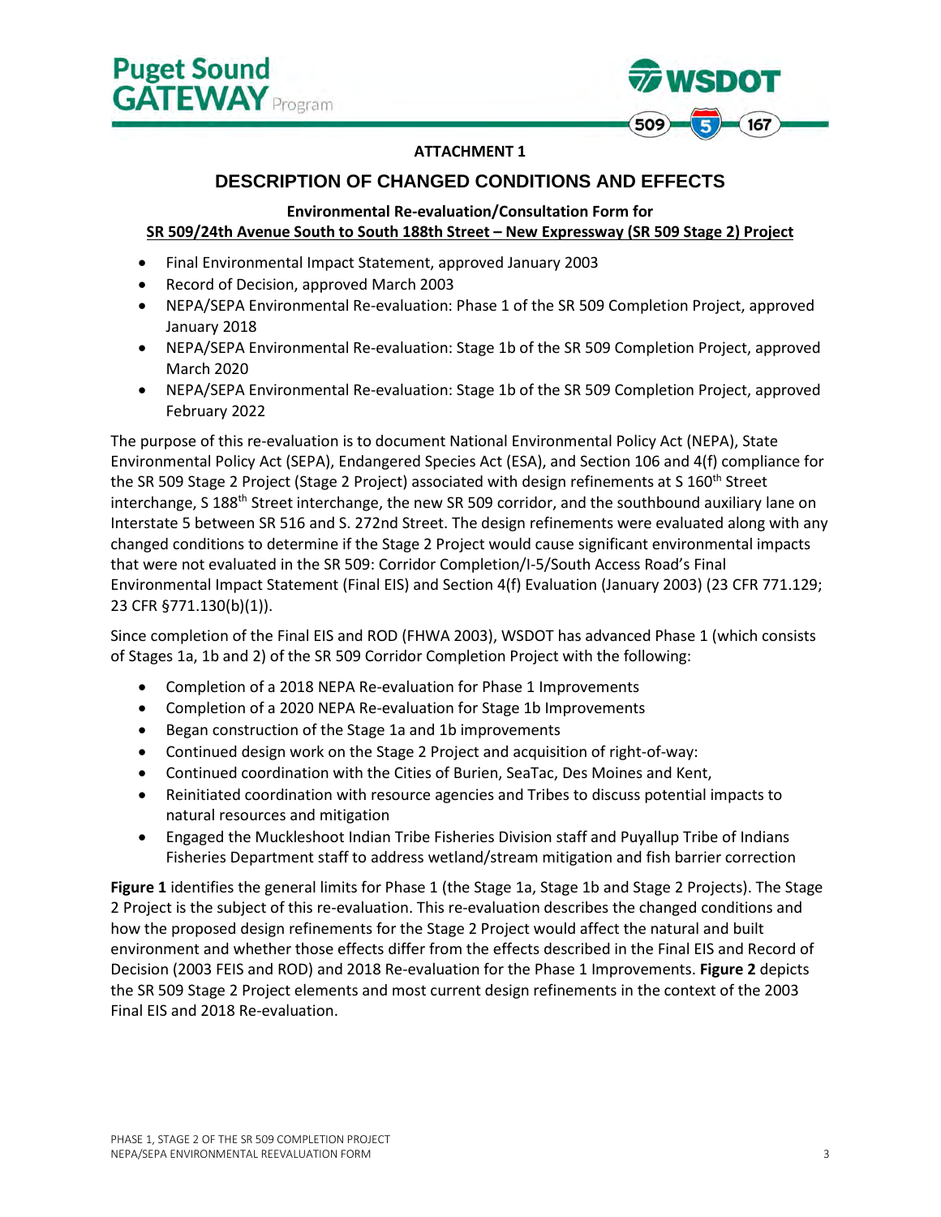**ATTACHMENT 1**

# DESCRIPTION OF CHANGED CONDITIONS AND EFFECTS

**Environmental Re-evaluation/Consultation Form for**
**SR 509/24th Avenue South to South 188th Street – New Expressway (SR 509 Stage 2) Project**

- Final Environmental Impact Statement, approved January 2003
- Record of Decision, approved March 2003
- NEPA/SEPA Environmental Re-evaluation: Phase 1 of the SR 509 Completion Project, approved January 2018
- NEPA/SEPA Environmental Re-evaluation: Stage 1b of the SR 509 Completion Project, approved March 2020
- NEPA/SEPA Environmental Re-evaluation: Stage 1b of the SR 509 Completion Project, approved February 2022

The purpose of this re-evaluation is to document National Environmental Policy Act (NEPA), State Environmental Policy Act (SEPA), Endangered Species Act (ESA), and Section 106 and 4(f) compliance for the SR 509 Stage 2 Project (Stage 2 Project) associated with design refinements at S 160th Street interchange, S 188th Street interchange, the new SR 509 corridor, and the southbound auxiliary lane on Interstate 5 between SR 516 and S. 272nd Street. The design refinements were evaluated along with any changed conditions to determine if the Stage 2 Project would cause significant environmental impacts that were not evaluated in the SR 509: Corridor Completion/I-5/South Access Road's Final Environmental Impact Statement (Final EIS) and Section 4(f) Evaluation (January 2003) (23 CFR 771.129; 23 CFR §771.130(b)(1)).

Since completion of the Final EIS and ROD (FHWA 2003), WSDOT has advanced Phase 1 (which consists of Stages 1a, 1b and 2) of the SR 509 Corridor Completion Project with the following:

- Completion of a 2018 NEPA Re-evaluation for Phase 1 Improvements
- Completion of a 2020 NEPA Re-evaluation for Stage 1b Improvements
- Began construction of the Stage 1a and 1b improvements
- Continued design work on the Stage 2 Project and acquisition of right-of-way:
- Continued coordination with the Cities of Burien, SeaTac, Des Moines and Kent,
- Reinitiated coordination with resource agencies and Tribes to discuss potential impacts to natural resources and mitigation
- Engaged the Muckleshoot Indian Tribe Fisheries Division staff and Puyallup Tribe of Indians Fisheries Department staff to address wetland/stream mitigation and fish barrier correction

**Figure 1** identifies the general limits for Phase 1 (the Stage 1a, Stage 1b and Stage 2 Projects). The Stage 2 Project is the subject of this re-evaluation. This re-evaluation describes the changed conditions and how the proposed design refinements for the Stage 2 Project would affect the natural and built environment and whether those effects differ from the effects described in the Final EIS and Record of Decision (2003 FEIS and ROD) and 2018 Re-evaluation for the Phase 1 Improvements. **Figure 2** depicts the SR 509 Stage 2 Project elements and most current design refinements in the context of the 2003 Final EIS and 2018 Re-evaluation.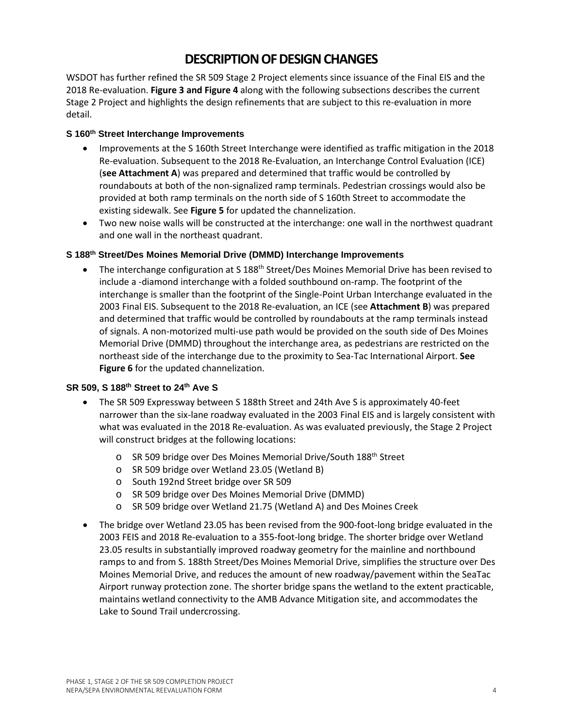# DESCRIPTION OF DESIGN CHANGES

WSDOT has further refined the SR 509 Stage 2 Project elements since issuance of the Final EIS and the 2018 Re-evaluation. **Figure 3 and Figure 4** along with the following subsections describes the current Stage 2 Project and highlights the design refinements that are subject to this re-evaluation in more detail.

### S 160th Street Interchange Improvements

- Improvements at the S 160th Street Interchange were identified as traffic mitigation in the 2018 Re-evaluation. Subsequent to the 2018 Re-Evaluation, an Interchange Control Evaluation (ICE) (**see Attachment A**) was prepared and determined that traffic would be controlled by roundabouts at both of the non-signalized ramp terminals. Pedestrian crossings would also be provided at both ramp terminals on the north side of S 160th Street to accommodate the existing sidewalk. See **Figure 5** for updated the channelization.
- Two new noise walls will be constructed at the interchange: one wall in the northwest quadrant and one wall in the northeast quadrant.

### S 188th Street/Des Moines Memorial Drive (DMMD) Interchange Improvements

- The interchange configuration at S 188th Street/Des Moines Memorial Drive has been revised to include a -diamond interchange with a folded southbound on-ramp. The footprint of the interchange is smaller than the footprint of the Single-Point Urban Interchange evaluated in the 2003 Final EIS. Subsequent to the 2018 Re-evaluation, an ICE (see **Attachment B**) was prepared and determined that traffic would be controlled by roundabouts at the ramp terminals instead of signals. A non-motorized multi-use path would be provided on the south side of Des Moines Memorial Drive (DMMD) throughout the interchange area, as pedestrians are restricted on the northeast side of the interchange due to the proximity to Sea-Tac International Airport. **See Figure 6** for the updated channelization.

### SR 509, S 188th Street to 24th Ave S

- The SR 509 Expressway between S 188th Street and 24th Ave S is approximately 40-feet narrower than the six-lane roadway evaluated in the 2003 Final EIS and is largely consistent with what was evaluated in the 2018 Re-evaluation. As was evaluated previously, the Stage 2 Project will construct bridges at the following locations:
  - SR 509 bridge over Des Moines Memorial Drive/South 188th Street
  - SR 509 bridge over Wetland 23.05 (Wetland B)
  - South 192nd Street bridge over SR 509
  - SR 509 bridge over Des Moines Memorial Drive (DMMD)
  - SR 509 bridge over Wetland 21.75 (Wetland A) and Des Moines Creek
- The bridge over Wetland 23.05 has been revised from the 900-foot-long bridge evaluated in the 2003 FEIS and 2018 Re-evaluation to a 355-foot-long bridge. The shorter bridge over Wetland 23.05 results in substantially improved roadway geometry for the mainline and northbound ramps to and from S. 188th Street/Des Moines Memorial Drive, simplifies the structure over Des Moines Memorial Drive, and reduces the amount of new roadway/pavement within the SeaTac Airport runway protection zone. The shorter bridge spans the wetland to the extent practicable, maintains wetland connectivity to the AMB Advance Mitigation site, and accommodates the Lake to Sound Trail undercrossing.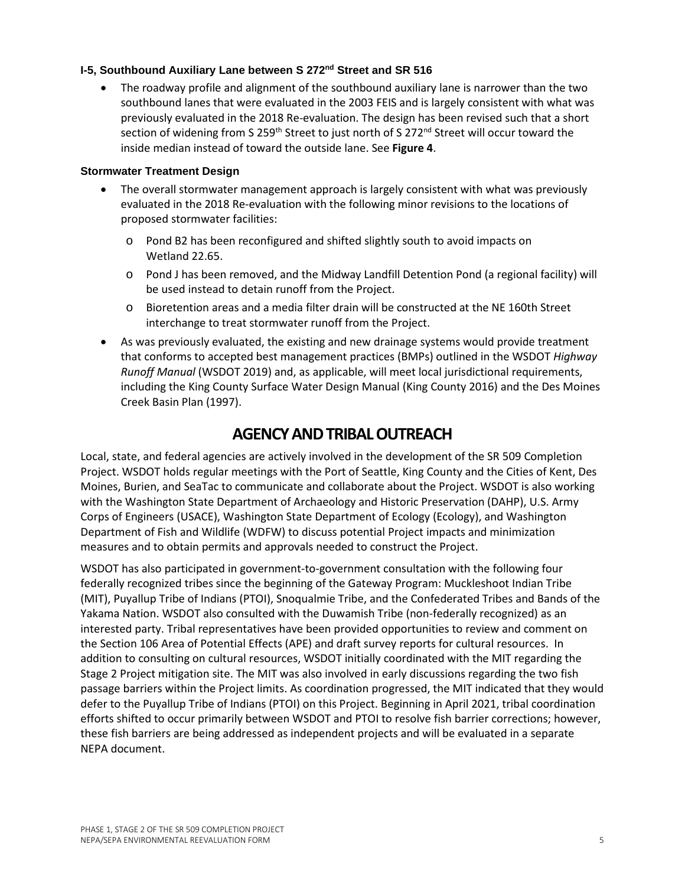### I-5, Southbound Auxiliary Lane between S 272nd Street and SR 516

- The roadway profile and alignment of the southbound auxiliary lane is narrower than the two southbound lanes that were evaluated in the 2003 FEIS and is largely consistent with what was previously evaluated in the 2018 Re-evaluation. The design has been revised such that a short section of widening from S 259th Street to just north of S 272nd Street will occur toward the inside median instead of toward the outside lane. See **Figure 4**.

### Stormwater Treatment Design

- The overall stormwater management approach is largely consistent with what was previously evaluated in the 2018 Re-evaluation with the following minor revisions to the locations of proposed stormwater facilities:
  - Pond B2 has been reconfigured and shifted slightly south to avoid impacts on Wetland 22.65.
  - Pond J has been removed, and the Midway Landfill Detention Pond (a regional facility) will be used instead to detain runoff from the Project.
  - Bioretention areas and a media filter drain will be constructed at the NE 160th Street interchange to treat stormwater runoff from the Project.
- As was previously evaluated, the existing and new drainage systems would provide treatment that conforms to accepted best management practices (BMPs) outlined in the WSDOT *Highway Runoff Manual* (WSDOT 2019) and, as applicable, will meet local jurisdictional requirements, including the King County Surface Water Design Manual (King County 2016) and the Des Moines Creek Basin Plan (1997).

## AGENCY AND TRIBAL OUTREACH

Local, state, and federal agencies are actively involved in the development of the SR 509 Completion Project. WSDOT holds regular meetings with the Port of Seattle, King County and the Cities of Kent, Des Moines, Burien, and SeaTac to communicate and collaborate about the Project. WSDOT is also working with the Washington State Department of Archaeology and Historic Preservation (DAHP), U.S. Army Corps of Engineers (USACE), Washington State Department of Ecology (Ecology), and Washington Department of Fish and Wildlife (WDFW) to discuss potential Project impacts and minimization measures and to obtain permits and approvals needed to construct the Project.

WSDOT has also participated in government-to-government consultation with the following four federally recognized tribes since the beginning of the Gateway Program: Muckleshoot Indian Tribe (MIT), Puyallup Tribe of Indians (PTOI), Snoqualmie Tribe, and the Confederated Tribes and Bands of the Yakama Nation. WSDOT also consulted with the Duwamish Tribe (non-federally recognized) as an interested party. Tribal representatives have been provided opportunities to review and comment on the Section 106 Area of Potential Effects (APE) and draft survey reports for cultural resources. In addition to consulting on cultural resources, WSDOT initially coordinated with the MIT regarding the Stage 2 Project mitigation site. The MIT was also involved in early discussions regarding the two fish passage barriers within the Project limits. As coordination progressed, the MIT indicated that they would defer to the Puyallup Tribe of Indians (PTOI) on this Project. Beginning in April 2021, tribal coordination efforts shifted to occur primarily between WSDOT and PTOI to resolve fish barrier corrections; however, these fish barriers are being addressed as independent projects and will be evaluated in a separate NEPA document.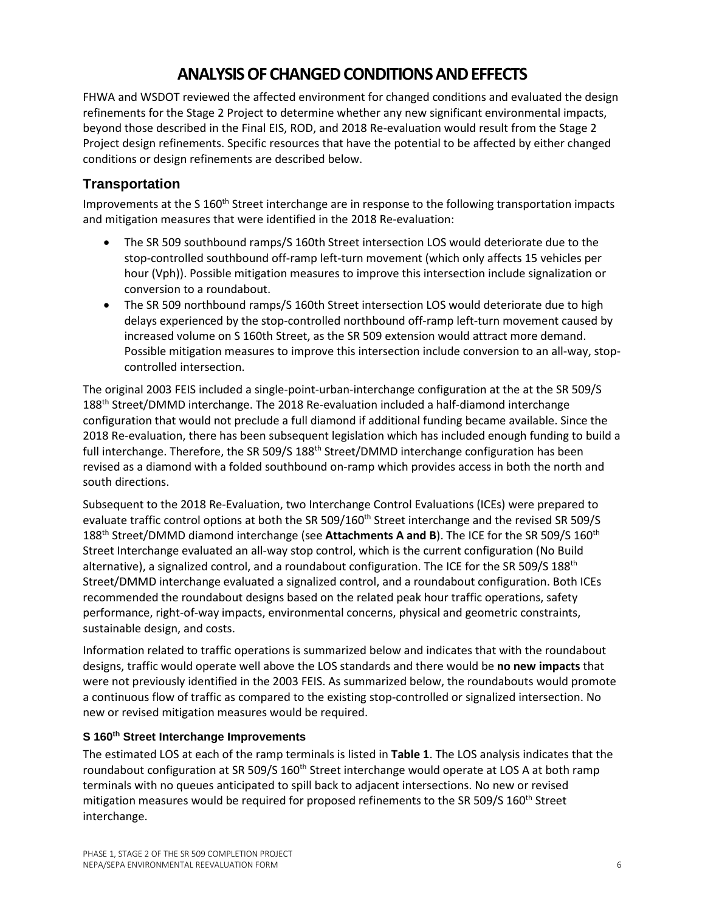# ANALYSIS OF CHANGED CONDITIONS AND EFFECTS

FHWA and WSDOT reviewed the affected environment for changed conditions and evaluated the design refinements for the Stage 2 Project to determine whether any new significant environmental impacts, beyond those described in the Final EIS, ROD, and 2018 Re-evaluation would result from the Stage 2 Project design refinements. Specific resources that have the potential to be affected by either changed conditions or design refinements are described below.

## Transportation

Improvements at the S 160th Street interchange are in response to the following transportation impacts and mitigation measures that were identified in the 2018 Re-evaluation:

- The SR 509 southbound ramps/S 160th Street intersection LOS would deteriorate due to the stop-controlled southbound off-ramp left-turn movement (which only affects 15 vehicles per hour (Vph)). Possible mitigation measures to improve this intersection include signalization or conversion to a roundabout.
- The SR 509 northbound ramps/S 160th Street intersection LOS would deteriorate due to high delays experienced by the stop-controlled northbound off-ramp left-turn movement caused by increased volume on S 160th Street, as the SR 509 extension would attract more demand. Possible mitigation measures to improve this intersection include conversion to an all-way, stop-controlled intersection.

The original 2003 FEIS included a single-point-urban-interchange configuration at the at the SR 509/S 188th Street/DMMD interchange. The 2018 Re-evaluation included a half-diamond interchange configuration that would not preclude a full diamond if additional funding became available. Since the 2018 Re-evaluation, there has been subsequent legislation which has included enough funding to build a full interchange. Therefore, the SR 509/S 188th Street/DMMD interchange configuration has been revised as a diamond with a folded southbound on-ramp which provides access in both the north and south directions.

Subsequent to the 2018 Re-Evaluation, two Interchange Control Evaluations (ICEs) were prepared to evaluate traffic control options at both the SR 509/160th Street interchange and the revised SR 509/S 188th Street/DMMD diamond interchange (see **Attachments A and B**). The ICE for the SR 509/S 160th Street Interchange evaluated an all-way stop control, which is the current configuration (No Build alternative), a signalized control, and a roundabout configuration. The ICE for the SR 509/S 188th Street/DMMD interchange evaluated a signalized control, and a roundabout configuration. Both ICEs recommended the roundabout designs based on the related peak hour traffic operations, safety performance, right-of-way impacts, environmental concerns, physical and geometric constraints, sustainable design, and costs.

Information related to traffic operations is summarized below and indicates that with the roundabout designs, traffic would operate well above the LOS standards and there would be **no new impacts** that were not previously identified in the 2003 FEIS. As summarized below, the roundabouts would promote a continuous flow of traffic as compared to the existing stop-controlled or signalized intersection. No new or revised mitigation measures would be required.

### S 160th Street Interchange Improvements

The estimated LOS at each of the ramp terminals is listed in **Table 1**. The LOS analysis indicates that the roundabout configuration at SR 509/S 160th Street interchange would operate at LOS A at both ramp terminals with no queues anticipated to spill back to adjacent intersections. No new or revised mitigation measures would be required for proposed refinements to the SR 509/S 160th Street interchange.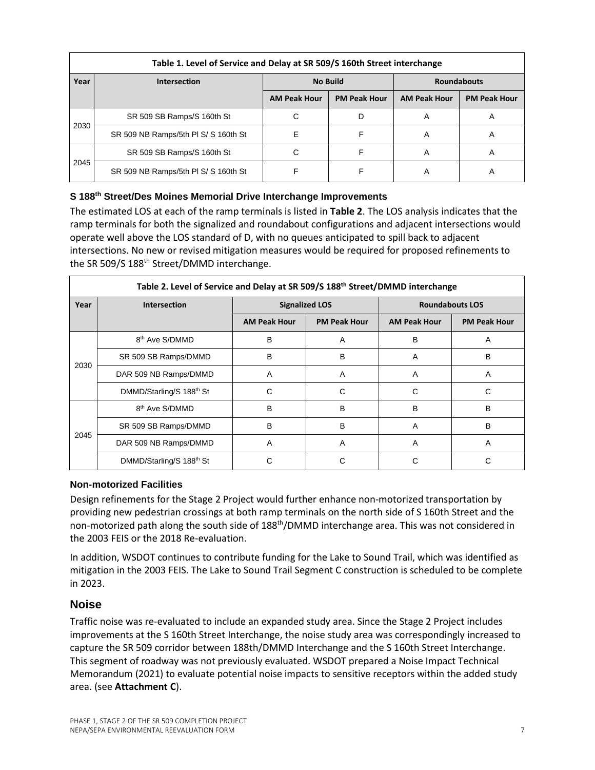| Table 1. Level of Service and Delay at SR 509/S 160th Street interchange | | | | | |
|---|---|---|---|---|---|
| Year | Intersection | No Build | | Roundabouts | |
| | | AM Peak Hour | PM Peak Hour | AM Peak Hour | PM Peak Hour |
| 2030 | SR 509 SB Ramps/S 160th St | C | D | A | A |
| | SR 509 NB Ramps/5th Pl S/ S 160th St | E | F | A | A |
| 2045 | SR 509 SB Ramps/S 160th St | C | F | A | A |
| | SR 509 NB Ramps/5th Pl S/ S 160th St | F | F | A | A |

### S 188th Street/Des Moines Memorial Drive Interchange Improvements

The estimated LOS at each of the ramp terminals is listed in **Table 2**. The LOS analysis indicates that the ramp terminals for both the signalized and roundabout configurations and adjacent intersections would operate well above the LOS standard of D, with no queues anticipated to spill back to adjacent intersections. No new or revised mitigation measures would be required for proposed refinements to the SR 509/S 188th Street/DMMD interchange.

| Table 2. Level of Service and Delay at SR 509/S 188th Street/DMMD interchange | | | | | |
|---|---|---|---|---|---|
| Year | Intersection | Signalized LOS | | Roundabouts LOS | |
| | | AM Peak Hour | PM Peak Hour | AM Peak Hour | PM Peak Hour |
| 2030 | 8th Ave S/DMMD | B | A | B | A |
| | SR 509 SB Ramps/DMMD | B | B | A | B |
| | DAR 509 NB Ramps/DMMD | A | A | A | A |
| | DMMD/Starling/S 188th St | C | C | C | C |
| 2045 | 8th Ave S/DMMD | B | B | B | B |
| | SR 509 SB Ramps/DMMD | B | B | A | B |
| | DAR 509 NB Ramps/DMMD | A | A | A | A |
| | DMMD/Starling/S 188th St | C | C | C | C |

### Non-motorized Facilities

Design refinements for the Stage 2 Project would further enhance non-motorized transportation by providing new pedestrian crossings at both ramp terminals on the north side of S 160th Street and the non-motorized path along the south side of 188th/DMMD interchange area. This was not considered in the 2003 FEIS or the 2018 Re-evaluation.

In addition, WSDOT continues to contribute funding for the Lake to Sound Trail, which was identified as mitigation in the 2003 FEIS. The Lake to Sound Trail Segment C construction is scheduled to be complete in 2023.

## Noise

Traffic noise was re-evaluated to include an expanded study area. Since the Stage 2 Project includes improvements at the S 160th Street Interchange, the noise study area was correspondingly increased to capture the SR 509 corridor between 188th/DMMD Interchange and the S 160th Street Interchange. This segment of roadway was not previously evaluated. WSDOT prepared a Noise Impact Technical Memorandum (2021) to evaluate potential noise impacts to sensitive receptors within the added study area. (see **Attachment C**).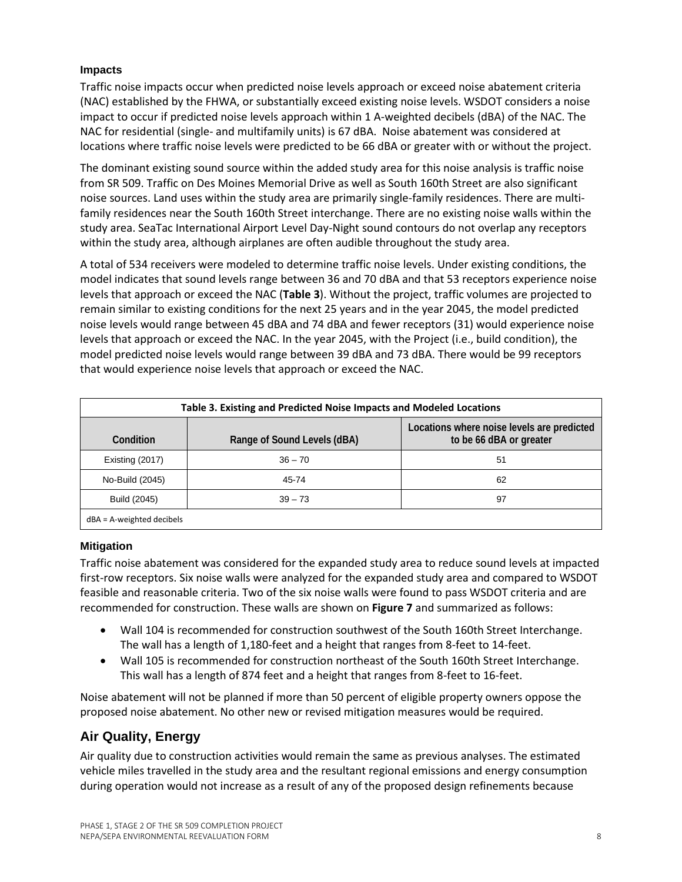### Impacts

Traffic noise impacts occur when predicted noise levels approach or exceed noise abatement criteria (NAC) established by the FHWA, or substantially exceed existing noise levels. WSDOT considers a noise impact to occur if predicted noise levels approach within 1 A-weighted decibels (dBA) of the NAC. The NAC for residential (single- and multifamily units) is 67 dBA. Noise abatement was considered at locations where traffic noise levels were predicted to be 66 dBA or greater with or without the project.

The dominant existing sound source within the added study area for this noise analysis is traffic noise from SR 509. Traffic on Des Moines Memorial Drive as well as South 160th Street are also significant noise sources. Land uses within the study area are primarily single-family residences. There are multi-family residences near the South 160th Street interchange. There are no existing noise walls within the study area. SeaTac International Airport Level Day-Night sound contours do not overlap any receptors within the study area, although airplanes are often audible throughout the study area.

A total of 534 receivers were modeled to determine traffic noise levels. Under existing conditions, the model indicates that sound levels range between 36 and 70 dBA and that 53 receptors experience noise levels that approach or exceed the NAC (**Table 3**). Without the project, traffic volumes are projected to remain similar to existing conditions for the next 25 years and in the year 2045, the model predicted noise levels would range between 45 dBA and 74 dBA and fewer receptors (31) would experience noise levels that approach or exceed the NAC. In the year 2045, with the Project (i.e., build condition), the model predicted noise levels would range between 39 dBA and 73 dBA. There would be 99 receptors that would experience noise levels that approach or exceed the NAC.

**Table 3. Existing and Predicted Noise Impacts and Modeled Locations**

| Condition | Range of Sound Levels (dBA) | Locations where noise levels are predicted to be 66 dBA or greater |
|---|---|---|
| Existing (2017) | 36 – 70 | 51 |
| No-Build (2045) | 45-74 | 62 |
| Build (2045) | 39 – 73 | 97 |

dBA = A-weighted decibels

### Mitigation

Traffic noise abatement was considered for the expanded study area to reduce sound levels at impacted first-row receptors. Six noise walls were analyzed for the expanded study area and compared to WSDOT feasible and reasonable criteria. Two of the six noise walls were found to pass WSDOT criteria and are recommended for construction. These walls are shown on **Figure 7** and summarized as follows:

- Wall 104 is recommended for construction southwest of the South 160th Street Interchange. The wall has a length of 1,180-feet and a height that ranges from 8-feet to 14-feet.
- Wall 105 is recommended for construction northeast of the South 160th Street Interchange. This wall has a length of 874 feet and a height that ranges from 8-feet to 16-feet.

Noise abatement will not be planned if more than 50 percent of eligible property owners oppose the proposed noise abatement. No other new or revised mitigation measures would be required.

## Air Quality, Energy

Air quality due to construction activities would remain the same as previous analyses. The estimated vehicle miles travelled in the study area and the resultant regional emissions and energy consumption during operation would not increase as a result of any of the proposed design refinements because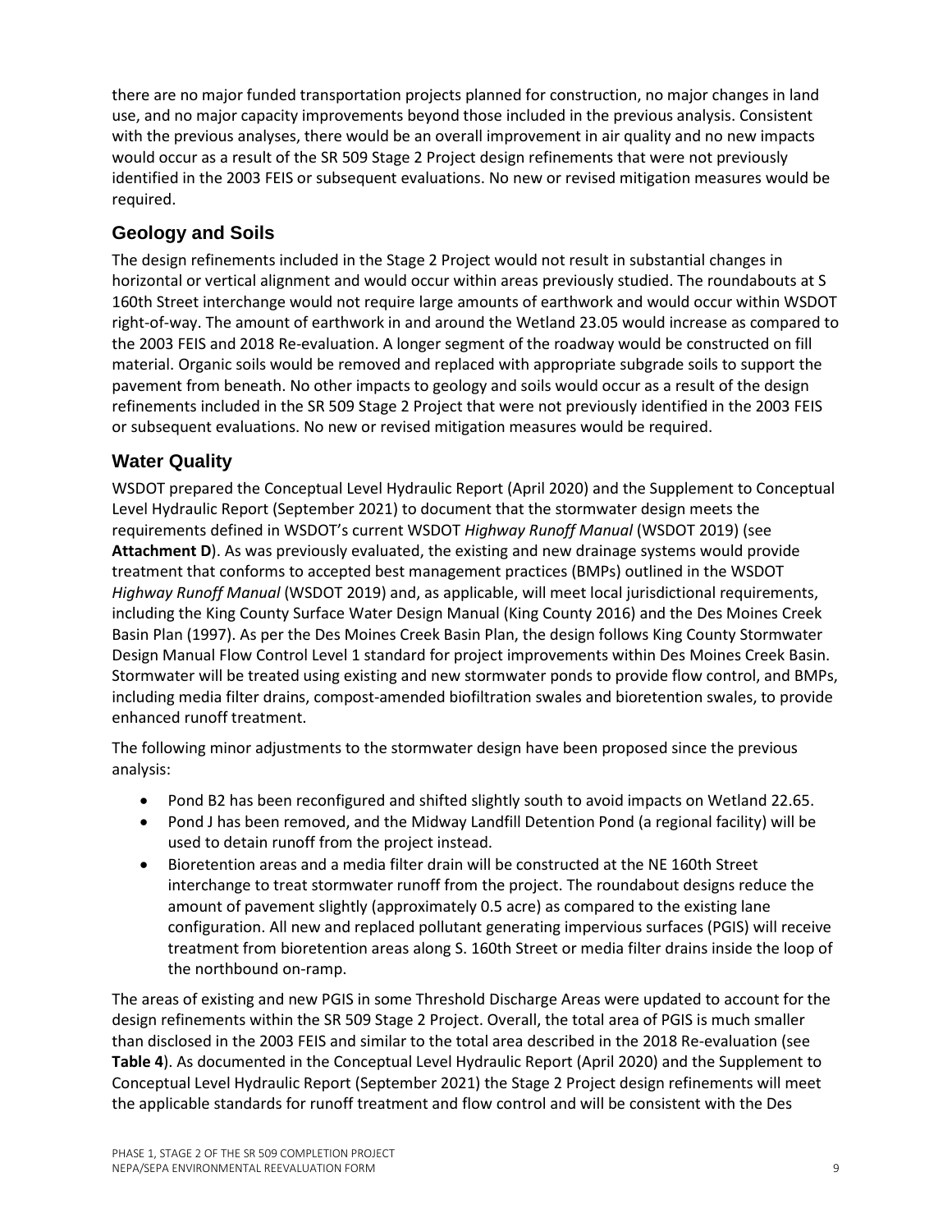there are no major funded transportation projects planned for construction, no major changes in land use, and no major capacity improvements beyond those included in the previous analysis. Consistent with the previous analyses, there would be an overall improvement in air quality and no new impacts would occur as a result of the SR 509 Stage 2 Project design refinements that were not previously identified in the 2003 FEIS or subsequent evaluations. No new or revised mitigation measures would be required.

## Geology and Soils

The design refinements included in the Stage 2 Project would not result in substantial changes in horizontal or vertical alignment and would occur within areas previously studied. The roundabouts at S 160th Street interchange would not require large amounts of earthwork and would occur within WSDOT right-of-way. The amount of earthwork in and around the Wetland 23.05 would increase as compared to the 2003 FEIS and 2018 Re-evaluation. A longer segment of the roadway would be constructed on fill material. Organic soils would be removed and replaced with appropriate subgrade soils to support the pavement from beneath. No other impacts to geology and soils would occur as a result of the design refinements included in the SR 509 Stage 2 Project that were not previously identified in the 2003 FEIS or subsequent evaluations. No new or revised mitigation measures would be required.

## Water Quality

WSDOT prepared the Conceptual Level Hydraulic Report (April 2020) and the Supplement to Conceptual Level Hydraulic Report (September 2021) to document that the stormwater design meets the requirements defined in WSDOT's current WSDOT *Highway Runoff Manual* (WSDOT 2019) (see **Attachment D**). As was previously evaluated, the existing and new drainage systems would provide treatment that conforms to accepted best management practices (BMPs) outlined in the WSDOT *Highway Runoff Manual* (WSDOT 2019) and, as applicable, will meet local jurisdictional requirements, including the King County Surface Water Design Manual (King County 2016) and the Des Moines Creek Basin Plan (1997). As per the Des Moines Creek Basin Plan, the design follows King County Stormwater Design Manual Flow Control Level 1 standard for project improvements within Des Moines Creek Basin. Stormwater will be treated using existing and new stormwater ponds to provide flow control, and BMPs, including media filter drains, compost-amended biofiltration swales and bioretention swales, to provide enhanced runoff treatment.

The following minor adjustments to the stormwater design have been proposed since the previous analysis:

- Pond B2 has been reconfigured and shifted slightly south to avoid impacts on Wetland 22.65.
- Pond J has been removed, and the Midway Landfill Detention Pond (a regional facility) will be used to detain runoff from the project instead.
- Bioretention areas and a media filter drain will be constructed at the NE 160th Street interchange to treat stormwater runoff from the project. The roundabout designs reduce the amount of pavement slightly (approximately 0.5 acre) as compared to the existing lane configuration. All new and replaced pollutant generating impervious surfaces (PGIS) will receive treatment from bioretention areas along S. 160th Street or media filter drains inside the loop of the northbound on-ramp.

The areas of existing and new PGIS in some Threshold Discharge Areas were updated to account for the design refinements within the SR 509 Stage 2 Project. Overall, the total area of PGIS is much smaller than disclosed in the 2003 FEIS and similar to the total area described in the 2018 Re-evaluation (see **Table 4**). As documented in the Conceptual Level Hydraulic Report (April 2020) and the Supplement to Conceptual Level Hydraulic Report (September 2021) the Stage 2 Project design refinements will meet the applicable standards for runoff treatment and flow control and will be consistent with the Des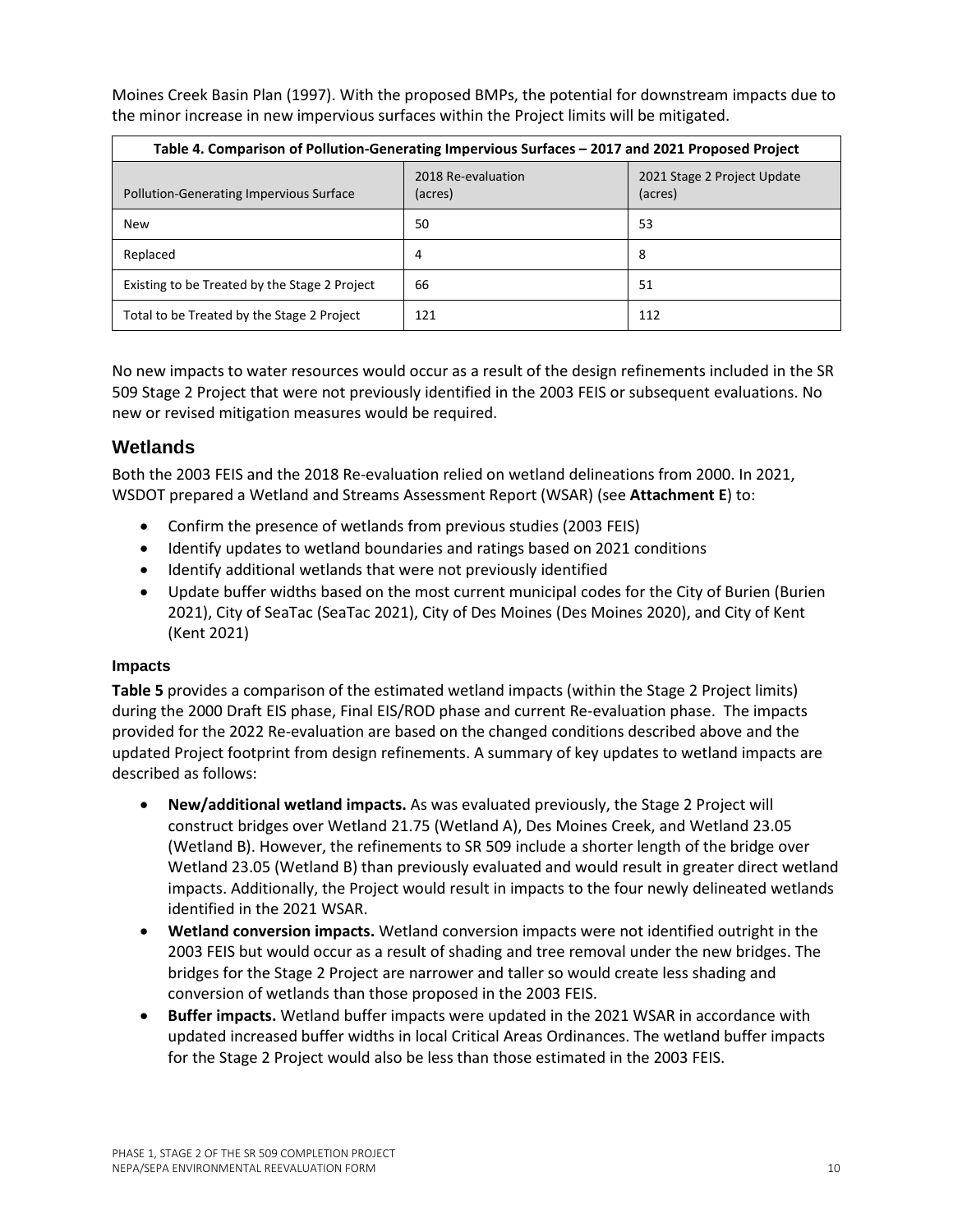Moines Creek Basin Plan (1997). With the proposed BMPs, the potential for downstream impacts due to the minor increase in new impervious surfaces within the Project limits will be mitigated.

| Table 4. Comparison of Pollution-Generating Impervious Surfaces – 2017 and 2021 Proposed Project | | |
|---|---|---|
| Pollution-Generating Impervious Surface | 2018 Re-evaluation (acres) | 2021 Stage 2 Project Update (acres) |
| New | 50 | 53 |
| Replaced | 4 | 8 |
| Existing to be Treated by the Stage 2 Project | 66 | 51 |
| Total to be Treated by the Stage 2 Project | 121 | 112 |

No new impacts to water resources would occur as a result of the design refinements included in the SR 509 Stage 2 Project that were not previously identified in the 2003 FEIS or subsequent evaluations. No new or revised mitigation measures would be required.

## Wetlands

Both the 2003 FEIS and the 2018 Re-evaluation relied on wetland delineations from 2000. In 2021, WSDOT prepared a Wetland and Streams Assessment Report (WSAR) (see **Attachment E**) to:

- Confirm the presence of wetlands from previous studies (2003 FEIS)
- Identify updates to wetland boundaries and ratings based on 2021 conditions
- Identify additional wetlands that were not previously identified
- Update buffer widths based on the most current municipal codes for the City of Burien (Burien 2021), City of SeaTac (SeaTac 2021), City of Des Moines (Des Moines 2020), and City of Kent (Kent 2021)

### Impacts

**Table 5** provides a comparison of the estimated wetland impacts (within the Stage 2 Project limits) during the 2000 Draft EIS phase, Final EIS/ROD phase and current Re-evaluation phase. The impacts provided for the 2022 Re-evaluation are based on the changed conditions described above and the updated Project footprint from design refinements. A summary of key updates to wetland impacts are described as follows:

- **New/additional wetland impacts.** As was evaluated previously, the Stage 2 Project will construct bridges over Wetland 21.75 (Wetland A), Des Moines Creek, and Wetland 23.05 (Wetland B). However, the refinements to SR 509 include a shorter length of the bridge over Wetland 23.05 (Wetland B) than previously evaluated and would result in greater direct wetland impacts. Additionally, the Project would result in impacts to the four newly delineated wetlands identified in the 2021 WSAR.
- **Wetland conversion impacts.** Wetland conversion impacts were not identified outright in the 2003 FEIS but would occur as a result of shading and tree removal under the new bridges. The bridges for the Stage 2 Project are narrower and taller so would create less shading and conversion of wetlands than those proposed in the 2003 FEIS.
- **Buffer impacts.** Wetland buffer impacts were updated in the 2021 WSAR in accordance with updated increased buffer widths in local Critical Areas Ordinances. The wetland buffer impacts for the Stage 2 Project would also be less than those estimated in the 2003 FEIS.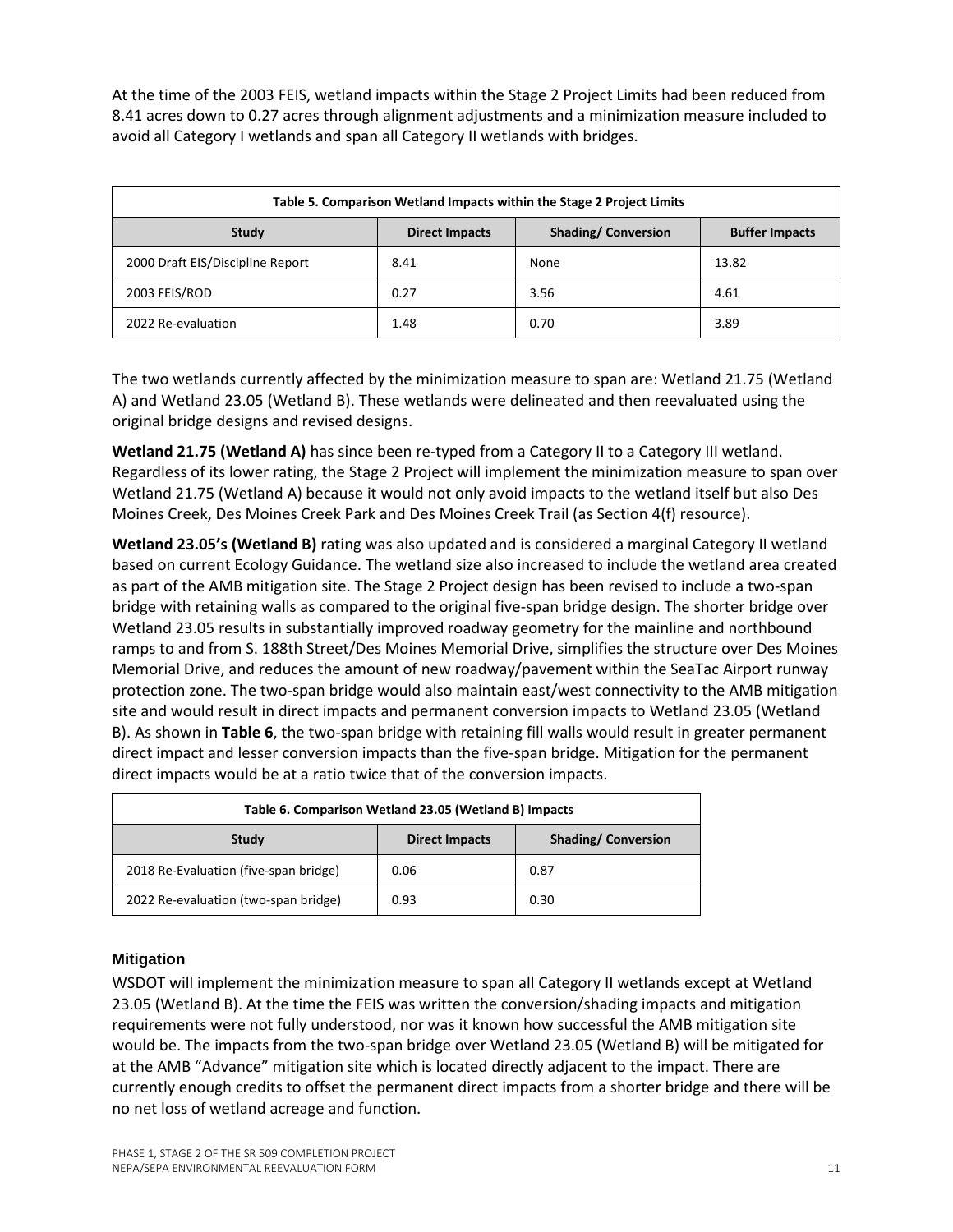At the time of the 2003 FEIS, wetland impacts within the Stage 2 Project Limits had been reduced from 8.41 acres down to 0.27 acres through alignment adjustments and a minimization measure included to avoid all Category I wetlands and span all Category II wetlands with bridges.

| Table 5. Comparison Wetland Impacts within the Stage 2 Project Limits | | | |
|---|---|---|---|
| **Study** | **Direct Impacts** | **Shading/ Conversion** | **Buffer Impacts** |
| 2000 Draft EIS/Discipline Report | 8.41 | None | 13.82 |
| 2003 FEIS/ROD | 0.27 | 3.56 | 4.61 |
| 2022 Re-evaluation | 1.48 | 0.70 | 3.89 |

The two wetlands currently affected by the minimization measure to span are: Wetland 21.75 (Wetland A) and Wetland 23.05 (Wetland B). These wetlands were delineated and then reevaluated using the original bridge designs and revised designs.

**Wetland 21.75 (Wetland A)** has since been re-typed from a Category II to a Category III wetland. Regardless of its lower rating, the Stage 2 Project will implement the minimization measure to span over Wetland 21.75 (Wetland A) because it would not only avoid impacts to the wetland itself but also Des Moines Creek, Des Moines Creek Park and Des Moines Creek Trail (as Section 4(f) resource).

**Wetland 23.05's (Wetland B)** rating was also updated and is considered a marginal Category II wetland based on current Ecology Guidance. The wetland size also increased to include the wetland area created as part of the AMB mitigation site. The Stage 2 Project design has been revised to include a two-span bridge with retaining walls as compared to the original five-span bridge design. The shorter bridge over Wetland 23.05 results in substantially improved roadway geometry for the mainline and northbound ramps to and from S. 188th Street/Des Moines Memorial Drive, simplifies the structure over Des Moines Memorial Drive, and reduces the amount of new roadway/pavement within the SeaTac Airport runway protection zone. The two-span bridge would also maintain east/west connectivity to the AMB mitigation site and would result in direct impacts and permanent conversion impacts to Wetland 23.05 (Wetland B). As shown in **Table 6**, the two-span bridge with retaining fill walls would result in greater permanent direct impact and lesser conversion impacts than the five-span bridge. Mitigation for the permanent direct impacts would be at a ratio twice that of the conversion impacts.

| Table 6. Comparison Wetland 23.05 (Wetland B) Impacts | | |
|---|---|---|
| **Study** | **Direct Impacts** | **Shading/ Conversion** |
| 2018 Re-Evaluation (five-span bridge) | 0.06 | 0.87 |
| 2022 Re-evaluation (two-span bridge) | 0.93 | 0.30 |

### Mitigation

WSDOT will implement the minimization measure to span all Category II wetlands except at Wetland 23.05 (Wetland B). At the time the FEIS was written the conversion/shading impacts and mitigation requirements were not fully understood, nor was it known how successful the AMB mitigation site would be. The impacts from the two-span bridge over Wetland 23.05 (Wetland B) will be mitigated for at the AMB "Advance" mitigation site which is located directly adjacent to the impact. There are currently enough credits to offset the permanent direct impacts from a shorter bridge and there will be no net loss of wetland acreage and function.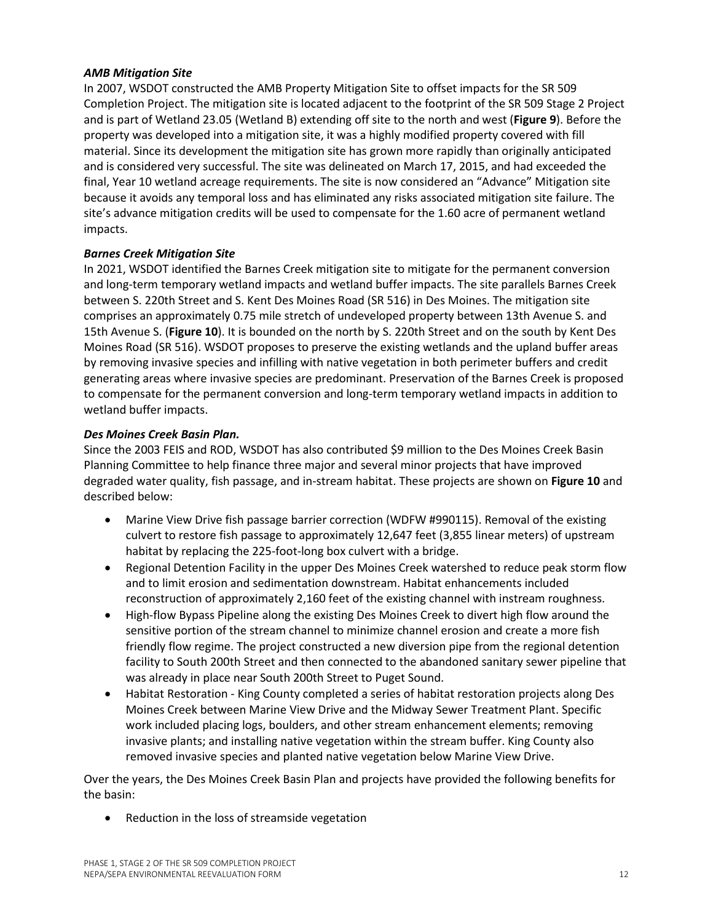***AMB Mitigation Site***

In 2007, WSDOT constructed the AMB Property Mitigation Site to offset impacts for the SR 509 Completion Project. The mitigation site is located adjacent to the footprint of the SR 509 Stage 2 Project and is part of Wetland 23.05 (Wetland B) extending off site to the north and west (**Figure 9**). Before the property was developed into a mitigation site, it was a highly modified property covered with fill material. Since its development the mitigation site has grown more rapidly than originally anticipated and is considered very successful. The site was delineated on March 17, 2015, and had exceeded the final, Year 10 wetland acreage requirements. The site is now considered an "Advance" Mitigation site because it avoids any temporal loss and has eliminated any risks associated mitigation site failure. The site's advance mitigation credits will be used to compensate for the 1.60 acre of permanent wetland impacts.

***Barnes Creek Mitigation Site***

In 2021, WSDOT identified the Barnes Creek mitigation site to mitigate for the permanent conversion and long-term temporary wetland impacts and wetland buffer impacts. The site parallels Barnes Creek between S. 220th Street and S. Kent Des Moines Road (SR 516) in Des Moines. The mitigation site comprises an approximately 0.75 mile stretch of undeveloped property between 13th Avenue S. and 15th Avenue S. (**Figure 10**). It is bounded on the north by S. 220th Street and on the south by Kent Des Moines Road (SR 516). WSDOT proposes to preserve the existing wetlands and the upland buffer areas by removing invasive species and infilling with native vegetation in both perimeter buffers and credit generating areas where invasive species are predominant. Preservation of the Barnes Creek is proposed to compensate for the permanent conversion and long-term temporary wetland impacts in addition to wetland buffer impacts.

***Des Moines Creek Basin Plan.***

Since the 2003 FEIS and ROD, WSDOT has also contributed $9 million to the Des Moines Creek Basin Planning Committee to help finance three major and several minor projects that have improved degraded water quality, fish passage, and in-stream habitat. These projects are shown on **Figure 10** and described below:

- Marine View Drive fish passage barrier correction (WDFW #990115). Removal of the existing culvert to restore fish passage to approximately 12,647 feet (3,855 linear meters) of upstream habitat by replacing the 225-foot-long box culvert with a bridge.
- Regional Detention Facility in the upper Des Moines Creek watershed to reduce peak storm flow and to limit erosion and sedimentation downstream. Habitat enhancements included reconstruction of approximately 2,160 feet of the existing channel with instream roughness.
- High-flow Bypass Pipeline along the existing Des Moines Creek to divert high flow around the sensitive portion of the stream channel to minimize channel erosion and create a more fish friendly flow regime. The project constructed a new diversion pipe from the regional detention facility to South 200th Street and then connected to the abandoned sanitary sewer pipeline that was already in place near South 200th Street to Puget Sound.
- Habitat Restoration - King County completed a series of habitat restoration projects along Des Moines Creek between Marine View Drive and the Midway Sewer Treatment Plant. Specific work included placing logs, boulders, and other stream enhancement elements; removing invasive plants; and installing native vegetation within the stream buffer. King County also removed invasive species and planted native vegetation below Marine View Drive.

Over the years, the Des Moines Creek Basin Plan and projects have provided the following benefits for the basin:

- Reduction in the loss of streamside vegetation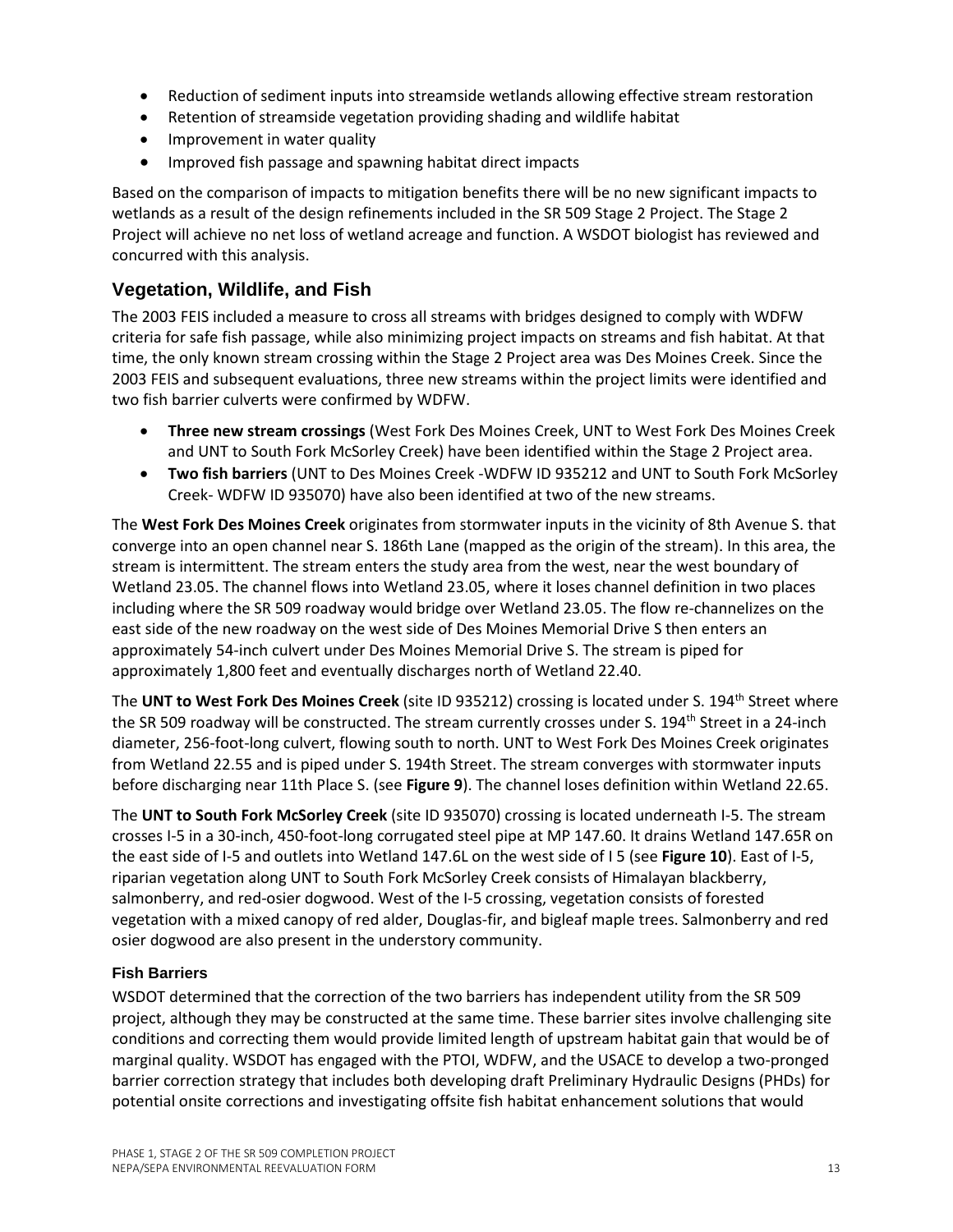- Reduction of sediment inputs into streamside wetlands allowing effective stream restoration
- Retention of streamside vegetation providing shading and wildlife habitat
- Improvement in water quality
- Improved fish passage and spawning habitat direct impacts

Based on the comparison of impacts to mitigation benefits there will be no new significant impacts to wetlands as a result of the design refinements included in the SR 509 Stage 2 Project. The Stage 2 Project will achieve no net loss of wetland acreage and function. A WSDOT biologist has reviewed and concurred with this analysis.

## Vegetation, Wildlife, and Fish

The 2003 FEIS included a measure to cross all streams with bridges designed to comply with WDFW criteria for safe fish passage, while also minimizing project impacts on streams and fish habitat. At that time, the only known stream crossing within the Stage 2 Project area was Des Moines Creek. Since the 2003 FEIS and subsequent evaluations, three new streams within the project limits were identified and two fish barrier culverts were confirmed by WDFW.

- **Three new stream crossings** (West Fork Des Moines Creek, UNT to West Fork Des Moines Creek and UNT to South Fork McSorley Creek) have been identified within the Stage 2 Project area.
- **Two fish barriers** (UNT to Des Moines Creek -WDFW ID 935212 and UNT to South Fork McSorley Creek- WDFW ID 935070) have also been identified at two of the new streams.

The **West Fork Des Moines Creek** originates from stormwater inputs in the vicinity of 8th Avenue S. that converge into an open channel near S. 186th Lane (mapped as the origin of the stream). In this area, the stream is intermittent. The stream enters the study area from the west, near the west boundary of Wetland 23.05. The channel flows into Wetland 23.05, where it loses channel definition in two places including where the SR 509 roadway would bridge over Wetland 23.05. The flow re-channelizes on the east side of the new roadway on the west side of Des Moines Memorial Drive S then enters an approximately 54-inch culvert under Des Moines Memorial Drive S. The stream is piped for approximately 1,800 feet and eventually discharges north of Wetland 22.40.

The **UNT to West Fork Des Moines Creek** (site ID 935212) crossing is located under S. 194th Street where the SR 509 roadway will be constructed. The stream currently crosses under S. 194th Street in a 24-inch diameter, 256-foot-long culvert, flowing south to north. UNT to West Fork Des Moines Creek originates from Wetland 22.55 and is piped under S. 194th Street. The stream converges with stormwater inputs before discharging near 11th Place S. (see **Figure 9**). The channel loses definition within Wetland 22.65.

The **UNT to South Fork McSorley Creek** (site ID 935070) crossing is located underneath I-5. The stream crosses I-5 in a 30-inch, 450-foot-long corrugated steel pipe at MP 147.60. It drains Wetland 147.65R on the east side of I-5 and outlets into Wetland 147.6L on the west side of I 5 (see **Figure 10**). East of I-5, riparian vegetation along UNT to South Fork McSorley Creek consists of Himalayan blackberry, salmonberry, and red-osier dogwood. West of the I-5 crossing, vegetation consists of forested vegetation with a mixed canopy of red alder, Douglas-fir, and bigleaf maple trees. Salmonberry and red osier dogwood are also present in the understory community.

### Fish Barriers

WSDOT determined that the correction of the two barriers has independent utility from the SR 509 project, although they may be constructed at the same time. These barrier sites involve challenging site conditions and correcting them would provide limited length of upstream habitat gain that would be of marginal quality. WSDOT has engaged with the PTOI, WDFW, and the USACE to develop a two-pronged barrier correction strategy that includes both developing draft Preliminary Hydraulic Designs (PHDs) for potential onsite corrections and investigating offsite fish habitat enhancement solutions that would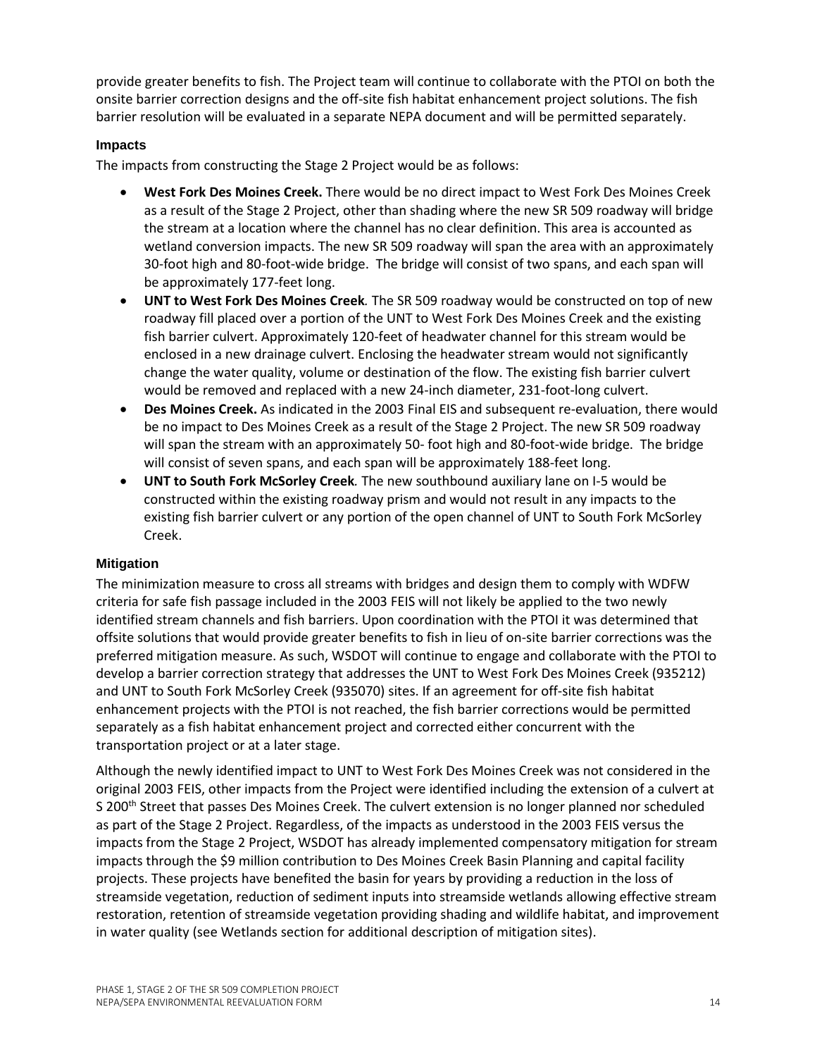provide greater benefits to fish. The Project team will continue to collaborate with the PTOI on both the onsite barrier correction designs and the off-site fish habitat enhancement project solutions. The fish barrier resolution will be evaluated in a separate NEPA document and will be permitted separately.

### Impacts

The impacts from constructing the Stage 2 Project would be as follows:

- **West Fork Des Moines Creek.** There would be no direct impact to West Fork Des Moines Creek as a result of the Stage 2 Project, other than shading where the new SR 509 roadway will bridge the stream at a location where the channel has no clear definition. This area is accounted as wetland conversion impacts. The new SR 509 roadway will span the area with an approximately 30-foot high and 80-foot-wide bridge. The bridge will consist of two spans, and each span will be approximately 177-feet long.
- **UNT to West Fork Des Moines Creek***.* The SR 509 roadway would be constructed on top of new roadway fill placed over a portion of the UNT to West Fork Des Moines Creek and the existing fish barrier culvert. Approximately 120-feet of headwater channel for this stream would be enclosed in a new drainage culvert. Enclosing the headwater stream would not significantly change the water quality, volume or destination of the flow. The existing fish barrier culvert would be removed and replaced with a new 24-inch diameter, 231-foot-long culvert.
- **Des Moines Creek.** As indicated in the 2003 Final EIS and subsequent re-evaluation, there would be no impact to Des Moines Creek as a result of the Stage 2 Project. The new SR 509 roadway will span the stream with an approximately 50- foot high and 80-foot-wide bridge. The bridge will consist of seven spans, and each span will be approximately 188-feet long.
- **UNT to South Fork McSorley Creek***.* The new southbound auxiliary lane on I-5 would be constructed within the existing roadway prism and would not result in any impacts to the existing fish barrier culvert or any portion of the open channel of UNT to South Fork McSorley Creek.

### Mitigation

The minimization measure to cross all streams with bridges and design them to comply with WDFW criteria for safe fish passage included in the 2003 FEIS will not likely be applied to the two newly identified stream channels and fish barriers. Upon coordination with the PTOI it was determined that offsite solutions that would provide greater benefits to fish in lieu of on-site barrier corrections was the preferred mitigation measure. As such, WSDOT will continue to engage and collaborate with the PTOI to develop a barrier correction strategy that addresses the UNT to West Fork Des Moines Creek (935212) and UNT to South Fork McSorley Creek (935070) sites. If an agreement for off-site fish habitat enhancement projects with the PTOI is not reached, the fish barrier corrections would be permitted separately as a fish habitat enhancement project and corrected either concurrent with the transportation project or at a later stage.

Although the newly identified impact to UNT to West Fork Des Moines Creek was not considered in the original 2003 FEIS, other impacts from the Project were identified including the extension of a culvert at S 200th Street that passes Des Moines Creek. The culvert extension is no longer planned nor scheduled as part of the Stage 2 Project. Regardless, of the impacts as understood in the 2003 FEIS versus the impacts from the Stage 2 Project, WSDOT has already implemented compensatory mitigation for stream impacts through the $9 million contribution to Des Moines Creek Basin Planning and capital facility projects. These projects have benefited the basin for years by providing a reduction in the loss of streamside vegetation, reduction of sediment inputs into streamside wetlands allowing effective stream restoration, retention of streamside vegetation providing shading and wildlife habitat, and improvement in water quality (see Wetlands section for additional description of mitigation sites).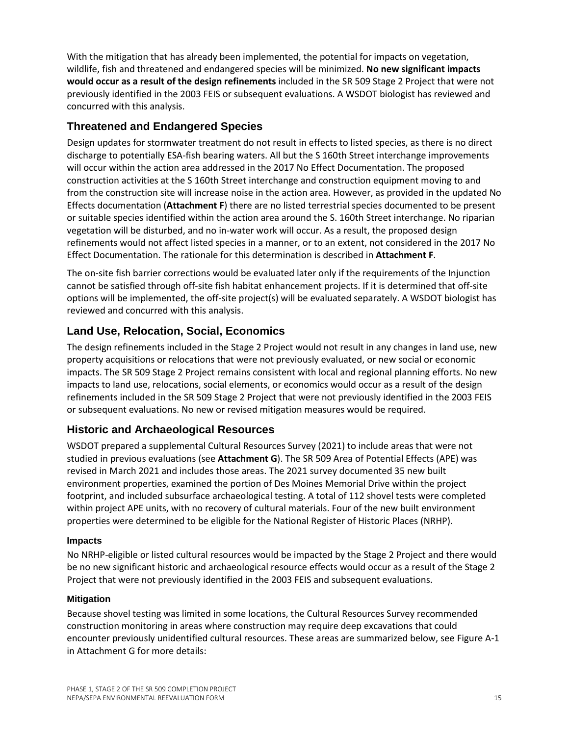With the mitigation that has already been implemented, the potential for impacts on vegetation, wildlife, fish and threatened and endangered species will be minimized. **No new significant impacts would occur as a result of the design refinements** included in the SR 509 Stage 2 Project that were not previously identified in the 2003 FEIS or subsequent evaluations. A WSDOT biologist has reviewed and concurred with this analysis.

## Threatened and Endangered Species

Design updates for stormwater treatment do not result in effects to listed species, as there is no direct discharge to potentially ESA-fish bearing waters. All but the S 160th Street interchange improvements will occur within the action area addressed in the 2017 No Effect Documentation. The proposed construction activities at the S 160th Street interchange and construction equipment moving to and from the construction site will increase noise in the action area. However, as provided in the updated No Effects documentation (**Attachment F**) there are no listed terrestrial species documented to be present or suitable species identified within the action area around the S. 160th Street interchange. No riparian vegetation will be disturbed, and no in-water work will occur. As a result, the proposed design refinements would not affect listed species in a manner, or to an extent, not considered in the 2017 No Effect Documentation. The rationale for this determination is described in **Attachment F**.

The on-site fish barrier corrections would be evaluated later only if the requirements of the Injunction cannot be satisfied through off-site fish habitat enhancement projects. If it is determined that off-site options will be implemented, the off-site project(s) will be evaluated separately. A WSDOT biologist has reviewed and concurred with this analysis.

## Land Use, Relocation, Social, Economics

The design refinements included in the Stage 2 Project would not result in any changes in land use, new property acquisitions or relocations that were not previously evaluated, or new social or economic impacts. The SR 509 Stage 2 Project remains consistent with local and regional planning efforts. No new impacts to land use, relocations, social elements, or economics would occur as a result of the design refinements included in the SR 509 Stage 2 Project that were not previously identified in the 2003 FEIS or subsequent evaluations. No new or revised mitigation measures would be required.

## Historic and Archaeological Resources

WSDOT prepared a supplemental Cultural Resources Survey (2021) to include areas that were not studied in previous evaluations (see **Attachment G**). The SR 509 Area of Potential Effects (APE) was revised in March 2021 and includes those areas. The 2021 survey documented 35 new built environment properties, examined the portion of Des Moines Memorial Drive within the project footprint, and included subsurface archaeological testing. A total of 112 shovel tests were completed within project APE units, with no recovery of cultural materials. Four of the new built environment properties were determined to be eligible for the National Register of Historic Places (NRHP).

### Impacts

No NRHP-eligible or listed cultural resources would be impacted by the Stage 2 Project and there would be no new significant historic and archaeological resource effects would occur as a result of the Stage 2 Project that were not previously identified in the 2003 FEIS and subsequent evaluations.

### Mitigation

Because shovel testing was limited in some locations, the Cultural Resources Survey recommended construction monitoring in areas where construction may require deep excavations that could encounter previously unidentified cultural resources. These areas are summarized below, see Figure A-1 in Attachment G for more details: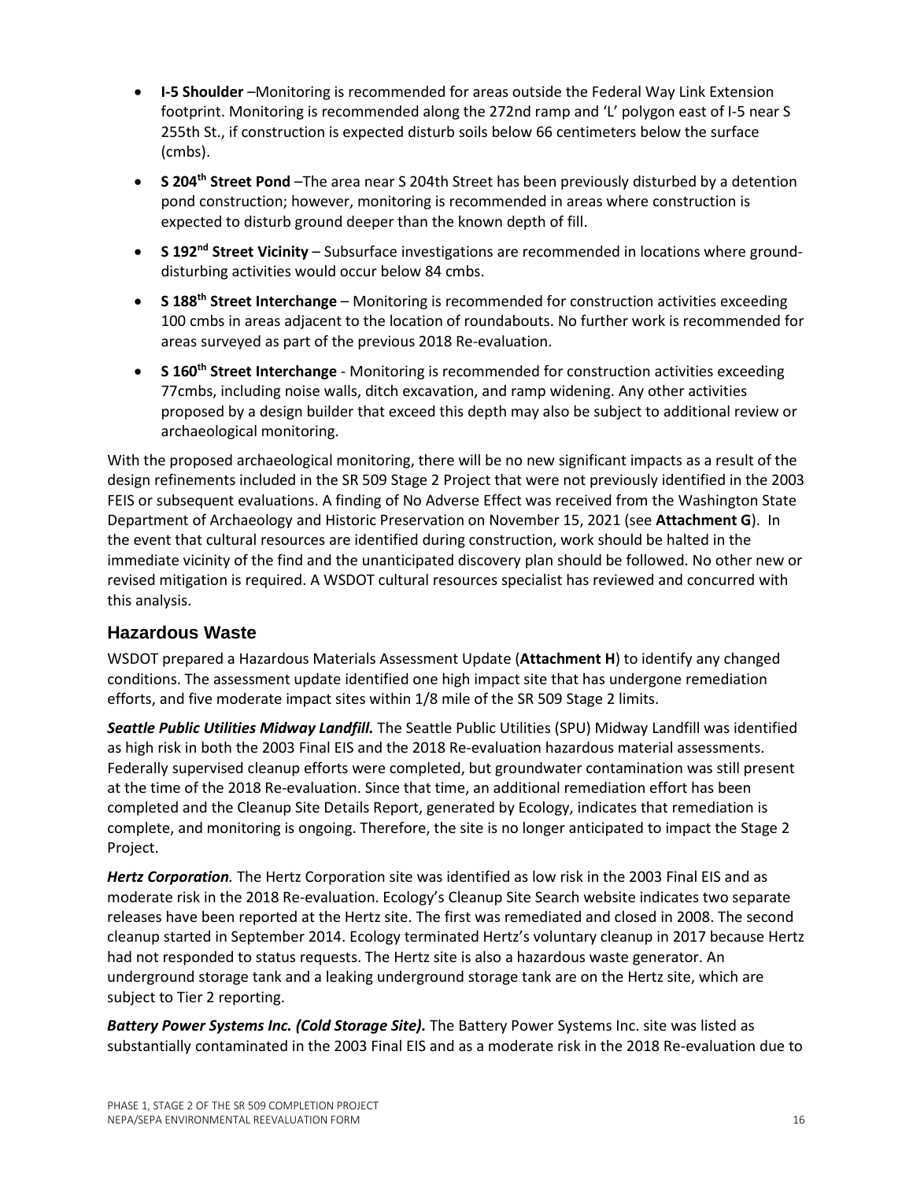- **I-5 Shoulder** –Monitoring is recommended for areas outside the Federal Way Link Extension footprint. Monitoring is recommended along the 272nd ramp and 'L' polygon east of I-5 near S 255th St., if construction is expected disturb soils below 66 centimeters below the surface (cmbs).
- **S 204th Street Pond** –The area near S 204th Street has been previously disturbed by a detention pond construction; however, monitoring is recommended in areas where construction is expected to disturb ground deeper than the known depth of fill.
- **S 192nd Street Vicinity** – Subsurface investigations are recommended in locations where ground-disturbing activities would occur below 84 cmbs.
- **S 188th Street Interchange** – Monitoring is recommended for construction activities exceeding 100 cmbs in areas adjacent to the location of roundabouts. No further work is recommended for areas surveyed as part of the previous 2018 Re-evaluation.
- **S 160th Street Interchange** - Monitoring is recommended for construction activities exceeding 77cmbs, including noise walls, ditch excavation, and ramp widening. Any other activities proposed by a design builder that exceed this depth may also be subject to additional review or archaeological monitoring.

With the proposed archaeological monitoring, there will be no new significant impacts as a result of the design refinements included in the SR 509 Stage 2 Project that were not previously identified in the 2003 FEIS or subsequent evaluations. A finding of No Adverse Effect was received from the Washington State Department of Archaeology and Historic Preservation on November 15, 2021 (see **Attachment G**). In the event that cultural resources are identified during construction, work should be halted in the immediate vicinity of the find and the unanticipated discovery plan should be followed. No other new or revised mitigation is required. A WSDOT cultural resources specialist has reviewed and concurred with this analysis.

## Hazardous Waste

WSDOT prepared a Hazardous Materials Assessment Update (**Attachment H**) to identify any changed conditions. The assessment update identified one high impact site that has undergone remediation efforts, and five moderate impact sites within 1/8 mile of the SR 509 Stage 2 limits.

***Seattle Public Utilities Midway Landfill.*** The Seattle Public Utilities (SPU) Midway Landfill was identified as high risk in both the 2003 Final EIS and the 2018 Re-evaluation hazardous material assessments. Federally supervised cleanup efforts were completed, but groundwater contamination was still present at the time of the 2018 Re-evaluation. Since that time, an additional remediation effort has been completed and the Cleanup Site Details Report, generated by Ecology, indicates that remediation is complete, and monitoring is ongoing. Therefore, the site is no longer anticipated to impact the Stage 2 Project.

***Hertz Corporation.*** The Hertz Corporation site was identified as low risk in the 2003 Final EIS and as moderate risk in the 2018 Re-evaluation. Ecology's Cleanup Site Search website indicates two separate releases have been reported at the Hertz site. The first was remediated and closed in 2008. The second cleanup started in September 2014. Ecology terminated Hertz's voluntary cleanup in 2017 because Hertz had not responded to status requests. The Hertz site is also a hazardous waste generator. An underground storage tank and a leaking underground storage tank are on the Hertz site, which are subject to Tier 2 reporting.

***Battery Power Systems Inc. (Cold Storage Site).*** The Battery Power Systems Inc. site was listed as substantially contaminated in the 2003 Final EIS and as a moderate risk in the 2018 Re-evaluation due to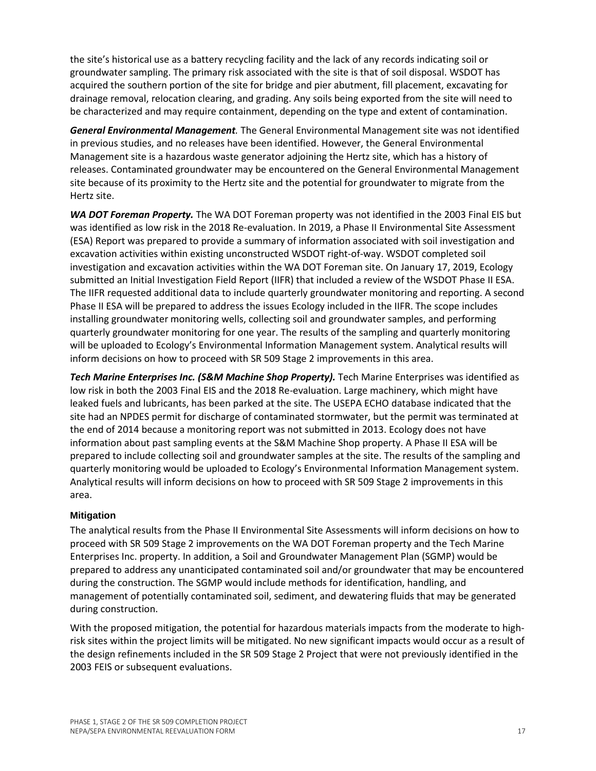the site's historical use as a battery recycling facility and the lack of any records indicating soil or groundwater sampling. The primary risk associated with the site is that of soil disposal. WSDOT has acquired the southern portion of the site for bridge and pier abutment, fill placement, excavating for drainage removal, relocation clearing, and grading. Any soils being exported from the site will need to be characterized and may require containment, depending on the type and extent of contamination.

***General Environmental Management.*** The General Environmental Management site was not identified in previous studies, and no releases have been identified. However, the General Environmental Management site is a hazardous waste generator adjoining the Hertz site, which has a history of releases. Contaminated groundwater may be encountered on the General Environmental Management site because of its proximity to the Hertz site and the potential for groundwater to migrate from the Hertz site.

***WA DOT Foreman Property.*** The WA DOT Foreman property was not identified in the 2003 Final EIS but was identified as low risk in the 2018 Re-evaluation. In 2019, a Phase II Environmental Site Assessment (ESA) Report was prepared to provide a summary of information associated with soil investigation and excavation activities within existing unconstructed WSDOT right-of-way. WSDOT completed soil investigation and excavation activities within the WA DOT Foreman site. On January 17, 2019, Ecology submitted an Initial Investigation Field Report (IIFR) that included a review of the WSDOT Phase II ESA. The IIFR requested additional data to include quarterly groundwater monitoring and reporting. A second Phase II ESA will be prepared to address the issues Ecology included in the IIFR. The scope includes installing groundwater monitoring wells, collecting soil and groundwater samples, and performing quarterly groundwater monitoring for one year. The results of the sampling and quarterly monitoring will be uploaded to Ecology's Environmental Information Management system. Analytical results will inform decisions on how to proceed with SR 509 Stage 2 improvements in this area.

***Tech Marine Enterprises Inc. (S&M Machine Shop Property).*** Tech Marine Enterprises was identified as low risk in both the 2003 Final EIS and the 2018 Re-evaluation. Large machinery, which might have leaked fuels and lubricants, has been parked at the site. The USEPA ECHO database indicated that the site had an NPDES permit for discharge of contaminated stormwater, but the permit was terminated at the end of 2014 because a monitoring report was not submitted in 2013. Ecology does not have information about past sampling events at the S&M Machine Shop property. A Phase II ESA will be prepared to include collecting soil and groundwater samples at the site. The results of the sampling and quarterly monitoring would be uploaded to Ecology's Environmental Information Management system. Analytical results will inform decisions on how to proceed with SR 509 Stage 2 improvements in this area.

#### Mitigation

The analytical results from the Phase II Environmental Site Assessments will inform decisions on how to proceed with SR 509 Stage 2 improvements on the WA DOT Foreman property and the Tech Marine Enterprises Inc. property. In addition, a Soil and Groundwater Management Plan (SGMP) would be prepared to address any unanticipated contaminated soil and/or groundwater that may be encountered during the construction. The SGMP would include methods for identification, handling, and management of potentially contaminated soil, sediment, and dewatering fluids that may be generated during construction.

With the proposed mitigation, the potential for hazardous materials impacts from the moderate to high-risk sites within the project limits will be mitigated. No new significant impacts would occur as a result of the design refinements included in the SR 509 Stage 2 Project that were not previously identified in the 2003 FEIS or subsequent evaluations.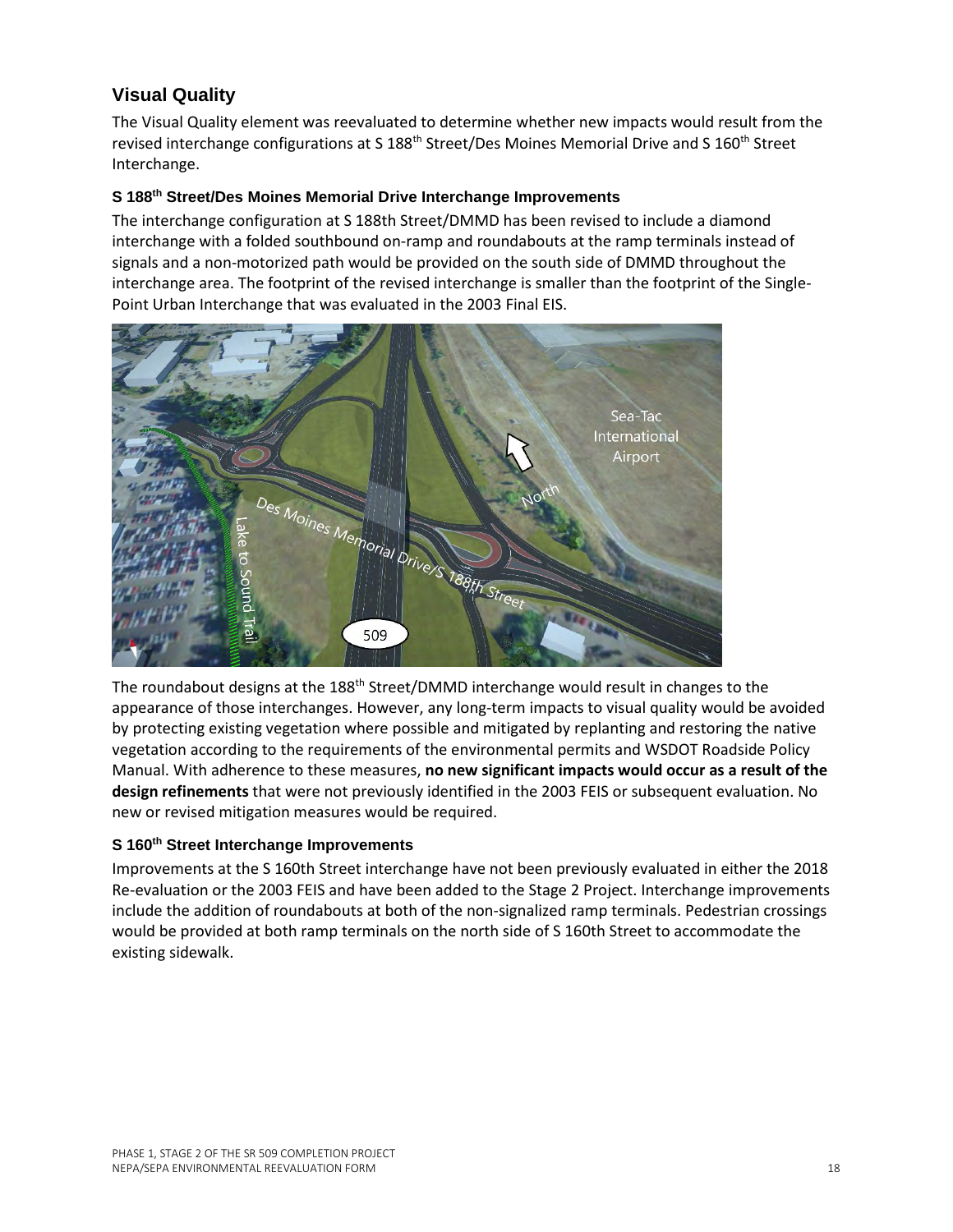## Visual Quality

The Visual Quality element was reevaluated to determine whether new impacts would result from the revised interchange configurations at S 188th Street/Des Moines Memorial Drive and S 160th Street Interchange.

### S 188th Street/Des Moines Memorial Drive Interchange Improvements

The interchange configuration at S 188th Street/DMMD has been revised to include a diamond interchange with a folded southbound on-ramp and roundabouts at the ramp terminals instead of signals and a non-motorized path would be provided on the south side of DMMD throughout the interchange area. The footprint of the revised interchange is smaller than the footprint of the Single-Point Urban Interchange that was evaluated in the 2003 Final EIS.

The roundabout designs at the 188th Street/DMMD interchange would result in changes to the appearance of those interchanges. However, any long-term impacts to visual quality would be avoided by protecting existing vegetation where possible and mitigated by replanting and restoring the native vegetation according to the requirements of the environmental permits and WSDOT Roadside Policy Manual. With adherence to these measures, **no new significant impacts would occur as a result of the design refinements** that were not previously identified in the 2003 FEIS or subsequent evaluation. No new or revised mitigation measures would be required.

### S 160th Street Interchange Improvements

Improvements at the S 160th Street interchange have not been previously evaluated in either the 2018 Re-evaluation or the 2003 FEIS and have been added to the Stage 2 Project. Interchange improvements include the addition of roundabouts at both of the non-signalized ramp terminals. Pedestrian crossings would be provided at both ramp terminals on the north side of S 160th Street to accommodate the existing sidewalk.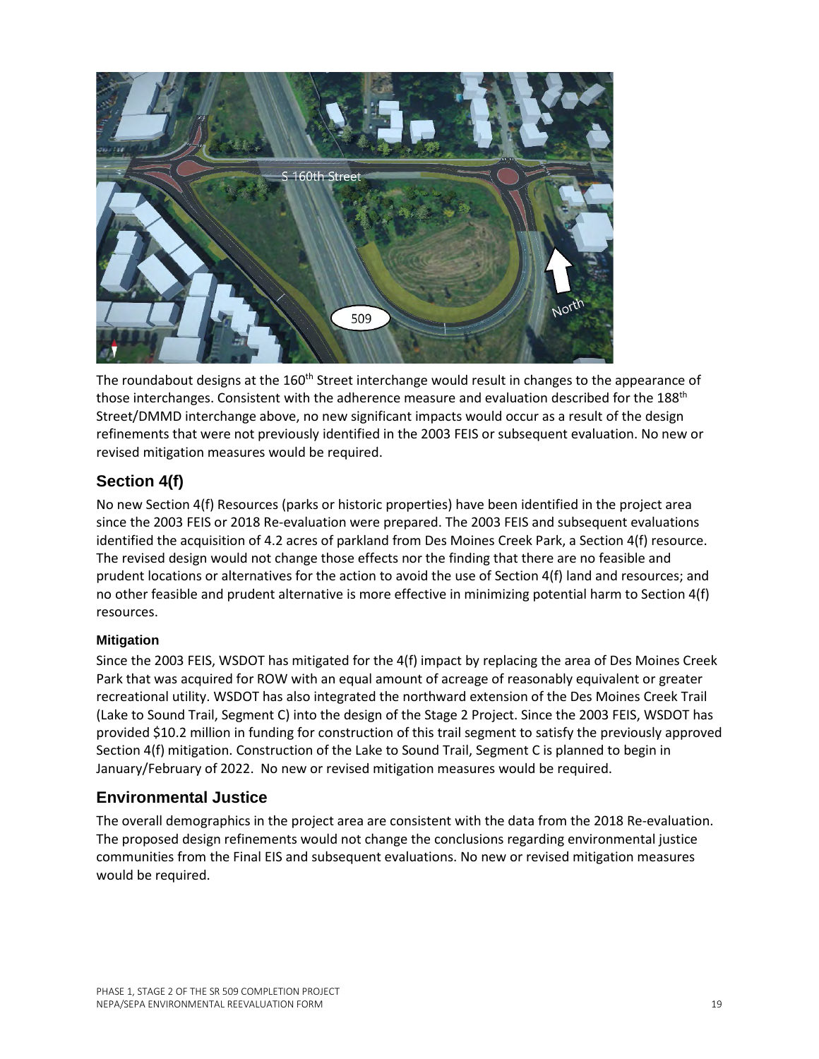The roundabout designs at the 160th Street interchange would result in changes to the appearance of those interchanges. Consistent with the adherence measure and evaluation described for the 188th Street/DMMD interchange above, no new significant impacts would occur as a result of the design refinements that were not previously identified in the 2003 FEIS or subsequent evaluation. No new or revised mitigation measures would be required.

## Section 4(f)

No new Section 4(f) Resources (parks or historic properties) have been identified in the project area since the 2003 FEIS or 2018 Re-evaluation were prepared. The 2003 FEIS and subsequent evaluations identified the acquisition of 4.2 acres of parkland from Des Moines Creek Park, a Section 4(f) resource. The revised design would not change those effects nor the finding that there are no feasible and prudent locations or alternatives for the action to avoid the use of Section 4(f) land and resources; and no other feasible and prudent alternative is more effective in minimizing potential harm to Section 4(f) resources.

### Mitigation

Since the 2003 FEIS, WSDOT has mitigated for the 4(f) impact by replacing the area of Des Moines Creek Park that was acquired for ROW with an equal amount of acreage of reasonably equivalent or greater recreational utility. WSDOT has also integrated the northward extension of the Des Moines Creek Trail (Lake to Sound Trail, Segment C) into the design of the Stage 2 Project. Since the 2003 FEIS, WSDOT has provided $10.2 million in funding for construction of this trail segment to satisfy the previously approved Section 4(f) mitigation. Construction of the Lake to Sound Trail, Segment C is planned to begin in January/February of 2022. No new or revised mitigation measures would be required.

## Environmental Justice

The overall demographics in the project area are consistent with the data from the 2018 Re-evaluation. The proposed design refinements would not change the conclusions regarding environmental justice communities from the Final EIS and subsequent evaluations. No new or revised mitigation measures would be required.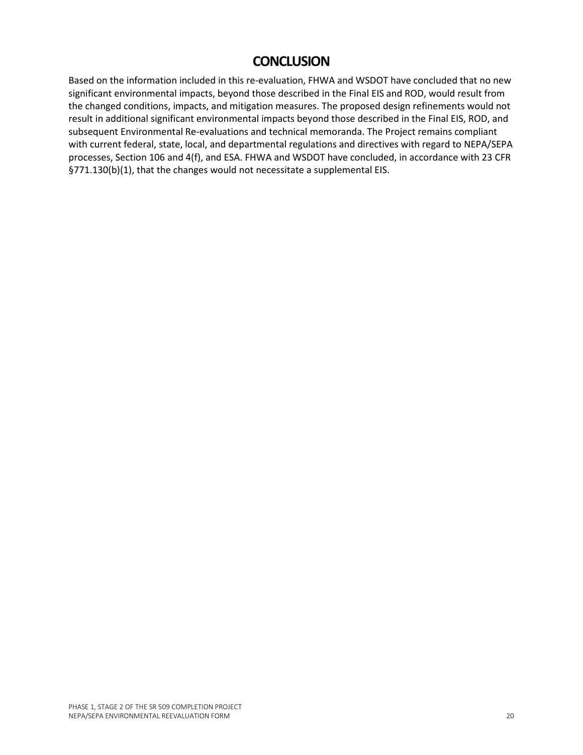# CONCLUSION

Based on the information included in this re-evaluation, FHWA and WSDOT have concluded that no new significant environmental impacts, beyond those described in the Final EIS and ROD, would result from the changed conditions, impacts, and mitigation measures. The proposed design refinements would not result in additional significant environmental impacts beyond those described in the Final EIS, ROD, and subsequent Environmental Re-evaluations and technical memoranda. The Project remains compliant with current federal, state, local, and departmental regulations and directives with regard to NEPA/SEPA processes, Section 106 and 4(f), and ESA. FHWA and WSDOT have concluded, in accordance with 23 CFR §771.130(b)(1), that the changes would not necessitate a supplemental EIS.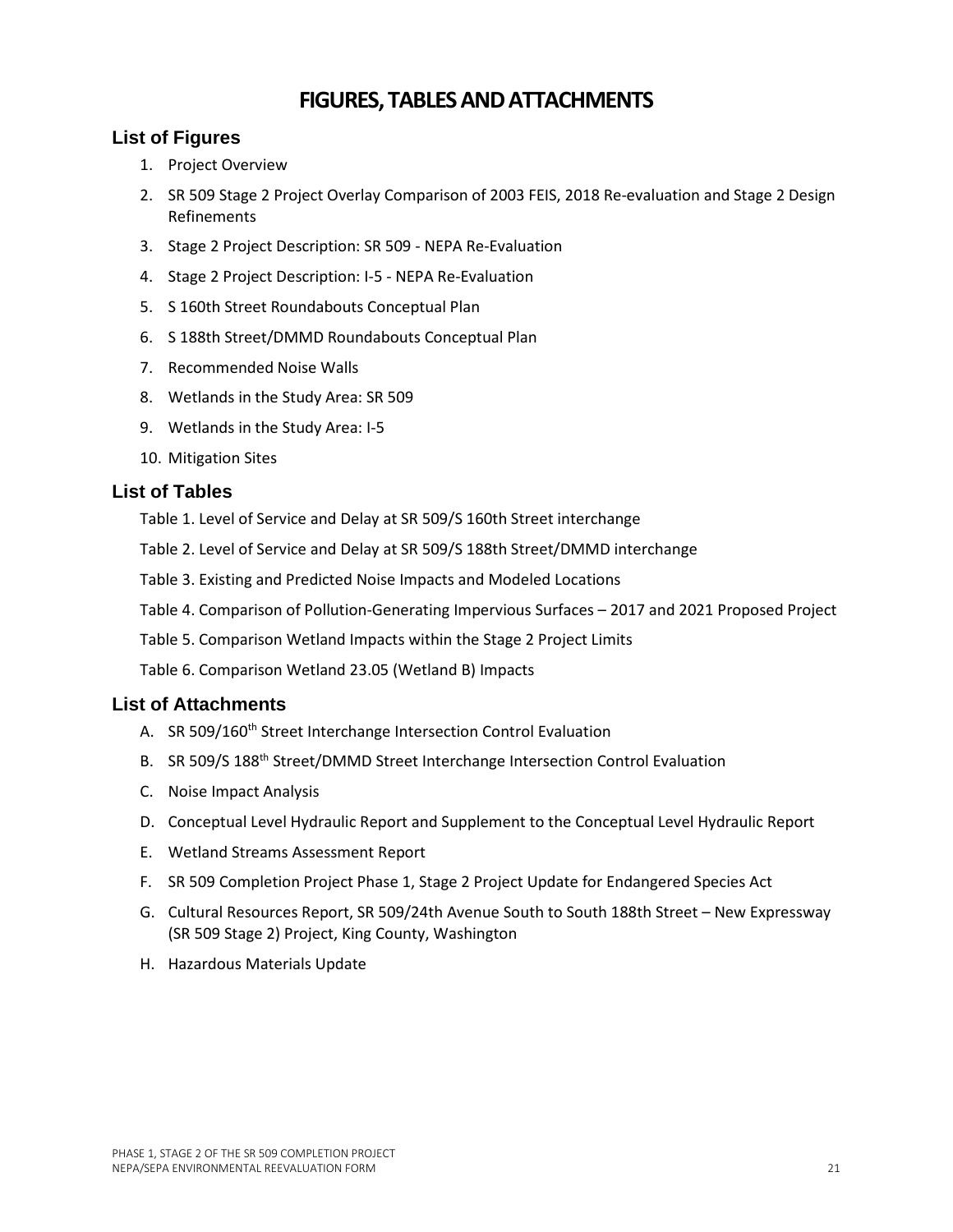# FIGURES, TABLES AND ATTACHMENTS

## List of Figures

1. Project Overview
2. SR 509 Stage 2 Project Overlay Comparison of 2003 FEIS, 2018 Re-evaluation and Stage 2 Design Refinements
3. Stage 2 Project Description: SR 509 - NEPA Re-Evaluation
4. Stage 2 Project Description: I-5 - NEPA Re-Evaluation
5. S 160th Street Roundabouts Conceptual Plan
6. S 188th Street/DMMD Roundabouts Conceptual Plan
7. Recommended Noise Walls
8. Wetlands in the Study Area: SR 509
9. Wetlands in the Study Area: I-5
10. Mitigation Sites

## List of Tables

Table 1. Level of Service and Delay at SR 509/S 160th Street interchange

Table 2. Level of Service and Delay at SR 509/S 188th Street/DMMD interchange

Table 3. Existing and Predicted Noise Impacts and Modeled Locations

Table 4. Comparison of Pollution-Generating Impervious Surfaces – 2017 and 2021 Proposed Project

Table 5. Comparison Wetland Impacts within the Stage 2 Project Limits

Table 6. Comparison Wetland 23.05 (Wetland B) Impacts

## List of Attachments

A. SR 509/160th Street Interchange Intersection Control Evaluation

B. SR 509/S 188th Street/DMMD Street Interchange Intersection Control Evaluation

C. Noise Impact Analysis

D. Conceptual Level Hydraulic Report and Supplement to the Conceptual Level Hydraulic Report

E. Wetland Streams Assessment Report

F. SR 509 Completion Project Phase 1, Stage 2 Project Update for Endangered Species Act

G. Cultural Resources Report, SR 509/24th Avenue South to South 188th Street – New Expressway (SR 509 Stage 2) Project, King County, Washington

H. Hazardous Materials Update